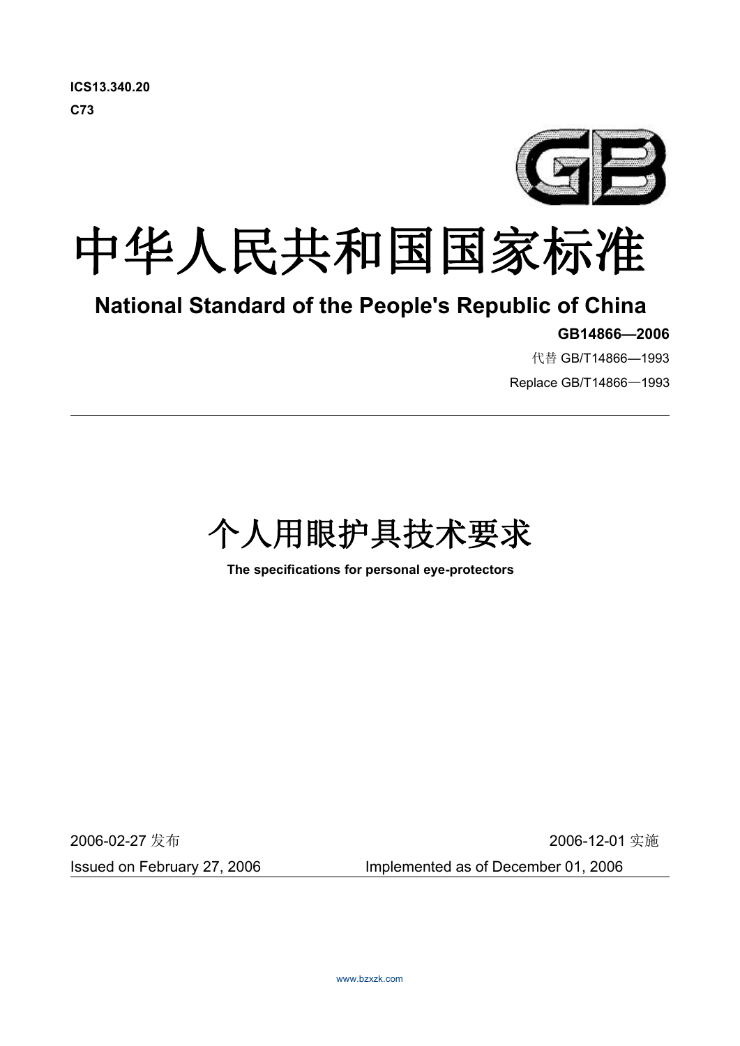ICS13.340.20

C73

# 中华人民共和国国家标准

# National Standard of the People's Republic of China

**GB14866—2006**

代替 GB/T14866—1993

Replace GB/T14866—1993

---

# 个人用眼护具技术要求

**The specifications for personal eye-protectors**

2006-02-27 发布 2006-12-01 实施

Issued on February 27, 2006 Implemented as of December 01, 2006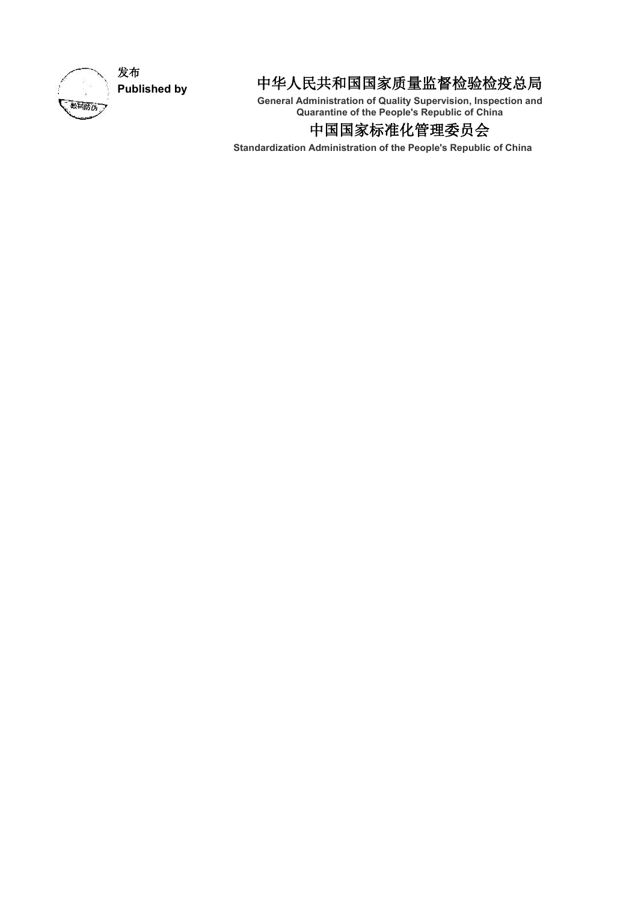发布
**Published by**

中华人民共和国国家质量监督检验检疫总局

**General Administration of Quality Supervision, Inspection and Quarantine of the People's Republic of China**

中国国家标准化管理委员会

**Standardization Administration of the People's Republic of China**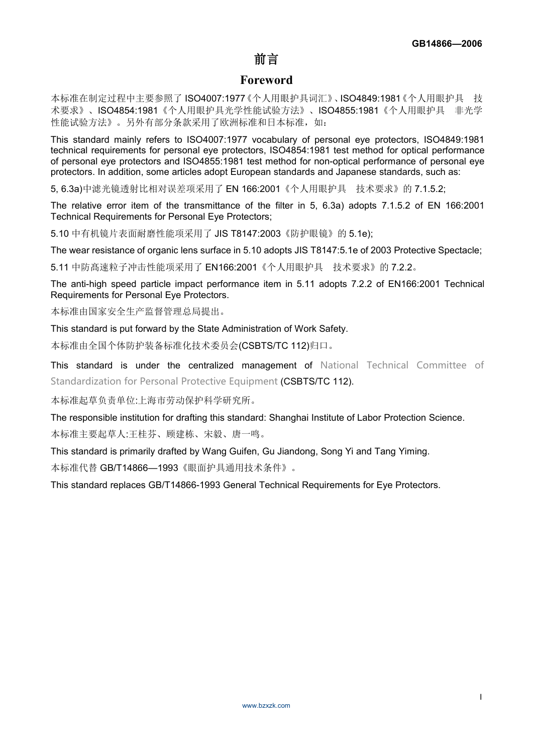# 前言

# Foreword

本标准在制定过程中主要参照了 ISO4007:1977《个人用眼护具词汇》、ISO4849:1981《个人用眼护具 技术要求》、ISO4854:1981《个人用眼护具光学性能试验方法》、ISO4855:1981《个人用眼护具 非光学性能试验方法》。另外有部分条款采用了欧洲标准和日本标准，如：

This standard mainly refers to ISO4007:1977 vocabulary of personal eye protectors, ISO4849:1981 technical requirements for personal eye protectors, ISO4854:1981 test method for optical performance of personal eye protectors and ISO4855:1981 test method for non-optical performance of personal eye protectors. In addition, some articles adopt European standards and Japanese standards, such as:

5, 6.3a)中滤光镜透射比相对误差项采用了 EN 166:2001《个人用眼护具 技术要求》的 7.1.5.2;

The relative error item of the transmittance of the filter in 5, 6.3a) adopts 7.1.5.2 of EN 166:2001 Technical Requirements for Personal Eye Protectors;

5.10 中有机镜片表面耐磨性能项采用了 JIS T8147:2003《防护眼镜》的 5.1e);

The wear resistance of organic lens surface in 5.10 adopts JIS T8147:5.1e of 2003 Protective Spectacle;

5.11 中防高速粒子冲击性能项采用了 EN166:2001《个人用眼护具 技术要求》的 7.2.2。

The anti-high speed particle impact performance item in 5.11 adopts 7.2.2 of EN166:2001 Technical Requirements for Personal Eye Protectors.

本标准由国家安全生产监督管理总局提出。

This standard is put forward by the State Administration of Work Safety.

本标准由全国个体防护装备标准化技术委员会(CSBTS/TC 112)归口。

This standard is under the centralized management of National Technical Committee of Standardization for Personal Protective Equipment (CSBTS/TC 112).

本标准起草负责单位:上海市劳动保护科学研究所。

The responsible institution for drafting this standard: Shanghai Institute of Labor Protection Science.

本标准主要起草人:王桂芬、顾建栋、宋毅、唐一鸣。

This standard is primarily drafted by Wang Guifen, Gu Jiandong, Song Yi and Tang Yiming.

本标准代替 GB/T14866—1993《眼面护具通用技术条件》。

This standard replaces GB/T14866-1993 General Technical Requirements for Eye Protectors.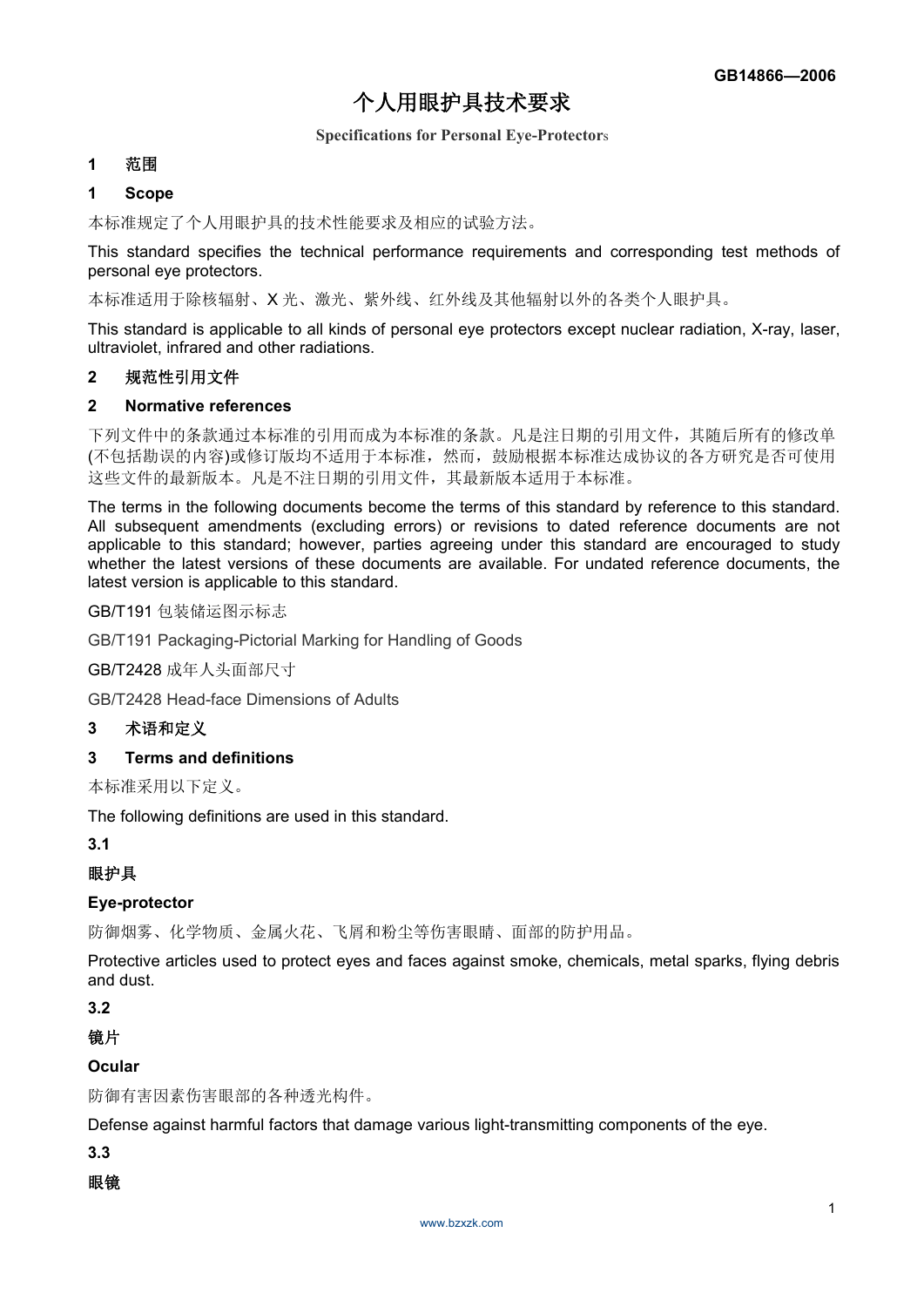**GB14866—2006**

# 个人用眼护具技术要求

**Specifications for Personal Eye-Protectors**

## 1 范围

## 1 Scope

本标准规定了个人用眼护具的技术性能要求及相应的试验方法。

This standard specifies the technical performance requirements and corresponding test methods of personal eye protectors.

本标准适用于除核辐射、X 光、激光、紫外线、红外线及其他辐射以外的各类个人眼护具。

This standard is applicable to all kinds of personal eye protectors except nuclear radiation, X-ray, laser, ultraviolet, infrared and other radiations.

## 2 规范性引用文件

## 2 Normative references

下列文件中的条款通过本标准的引用而成为本标准的条款。凡是注日期的引用文件，其随后所有的修改单(不包括勘误的内容)或修订版均不适用于本标准，然而，鼓励根据本标准达成协议的各方研究是否可使用这些文件的最新版本。凡是不注日期的引用文件，其最新版本适用于本标准。

The terms in the following documents become the terms of this standard by reference to this standard. All subsequent amendments (excluding errors) or revisions to dated reference documents are not applicable to this standard; however, parties agreeing under this standard are encouraged to study whether the latest versions of these documents are available. For undated reference documents, the latest version is applicable to this standard.

GB/T191 包装储运图示标志

GB/T191 Packaging-Pictorial Marking for Handling of Goods

GB/T2428 成年人头面部尺寸

GB/T2428 Head-face Dimensions of Adults

## 3 术语和定义

## 3 Terms and definitions

本标准采用以下定义。

The following definitions are used in this standard.

### 3.1

**眼护具**

**Eye-protector**

防御烟雾、化学物质、金属火花、飞屑和粉尘等伤害眼睛、面部的防护用品。

Protective articles used to protect eyes and faces against smoke, chemicals, metal sparks, flying debris and dust.

### 3.2

**镜片**

**Ocular**

防御有害因素伤害眼部的各种透光构件。

Defense against harmful factors that damage various light-transmitting components of the eye.

### 3.3

**眼镜**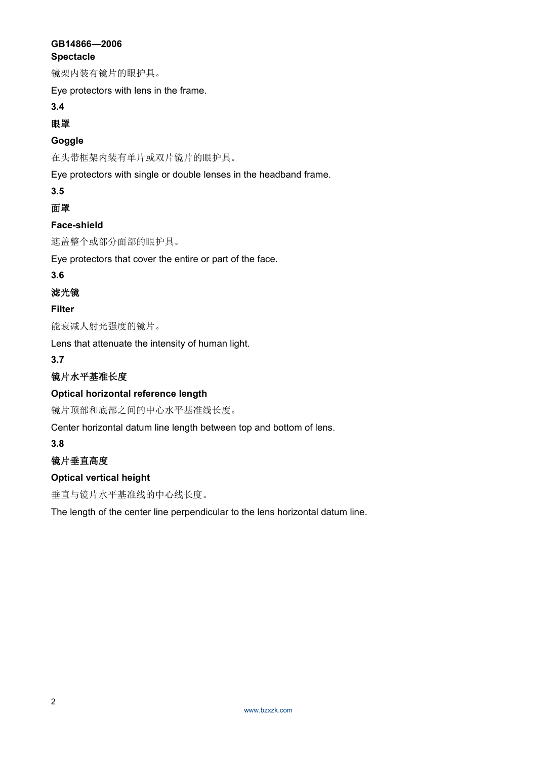**Spectacle**

镜架内装有镜片的眼护具。

Eye protectors with lens in the frame.

**3.4**

**眼罩**

**Goggle**

在头带框架内装有单片或双片镜片的眼护具。

Eye protectors with single or double lenses in the headband frame.

**3.5**

**面罩**

**Face-shield**

遮盖整个或部分面部的眼护具。

Eye protectors that cover the entire or part of the face.

**3.6**

**滤光镜**

**Filter**

能衰减人射光强度的镜片。

Lens that attenuate the intensity of human light.

**3.7**

**镜片水平基准长度**

**Optical horizontal reference length**

镜片顶部和底部之间的中心水平基准线长度。

Center horizontal datum line length between top and bottom of lens.

**3.8**

**镜片垂直高度**

**Optical vertical height**

垂直与镜片水平基准线的中心线长度。

The length of the center line perpendicular to the lens horizontal datum line.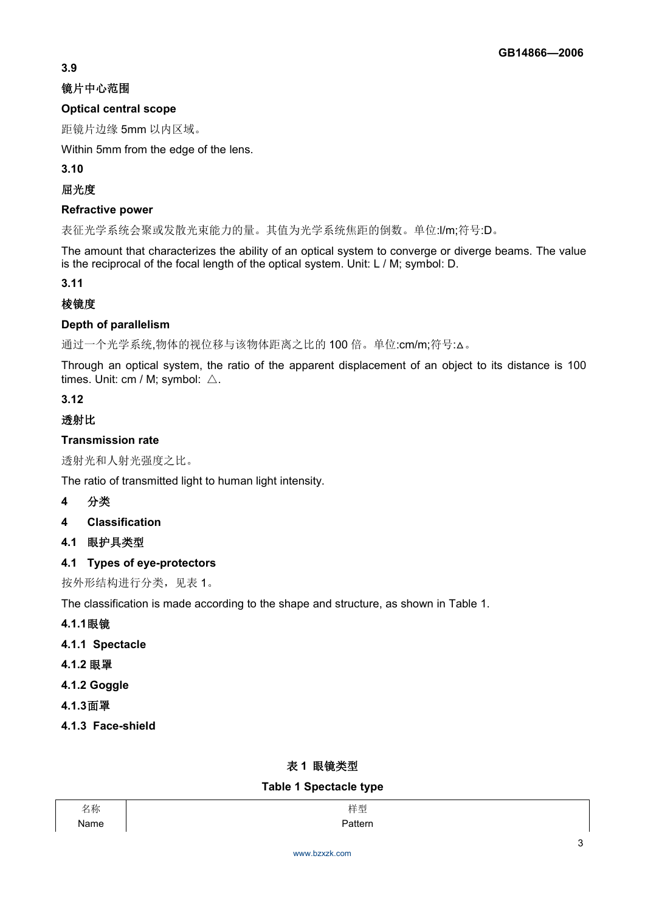**3.9**

**镜片中心范围**

**Optical central scope**

距镜片边缘 5mm 以内区域。

Within 5mm from the edge of the lens.

**3.10**

**屈光度**

**Refractive power**

表征光学系统会聚或发散光束能力的量。其值为光学系统焦距的倒数。单位:l/m;符号:D。

The amount that characterizes the ability of an optical system to converge or diverge beams. The value is the reciprocal of the focal length of the optical system. Unit: L / M; symbol: D.

**3.11**

**棱镜度**

**Depth of parallelism**

通过一个光学系统,物体的视位移与该物体距离之比的 100 倍。单位:cm/m;符号:△。

Through an optical system, the ratio of the apparent displacement of an object to its distance is 100 times. Unit: cm / M; symbol: △.

**3.12**

**透射比**

**Transmission rate**

透射光和人射光强度之比。

The ratio of transmitted light to human light intensity.

## 4 分类

## 4 Classification

### 4.1 眼护具类型

### 4.1 Types of eye-protectors

按外形结构进行分类，见表 1。

The classification is made according to the shape and structure, as shown in Table 1.

**4.1.1眼镜**

**4.1.1 Spectacle**

**4.1.2 眼罩**

**4.1.2 Goggle**

**4.1.3面罩**

**4.1.3 Face-shield**

**表 1 眼镜类型**

**Table 1 Spectacle type**

| 名称 Name | 样型 Pattern |
|---|---|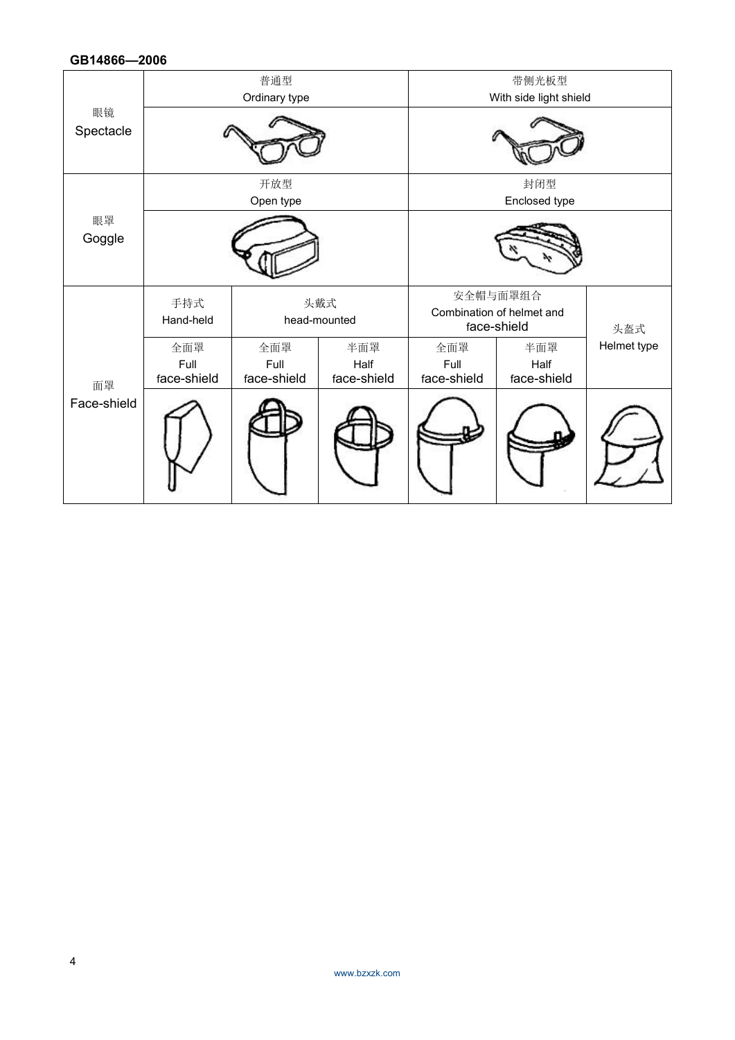| | | | | | | |
|---|---|---|---|---|---|---|
| 眼镜 Spectacle | 普通型 Ordinary type | | | 带侧光板型 With side light shield | | |
| 眼罩 Goggle | 开放型 Open type | | | 封闭型 Enclosed type | | |
| 面罩 Face-shield | 手持式 Hand-held | 头戴式 head-mounted | | 安全帽与面罩组合 Combination of helmet and face-shield | | 头盔式 Helmet type |
| | 全面罩 Full face-shield | 全面罩 Full face-shield | 半面罩 Half face-shield | 全面罩 Full face-shield | 半面罩 Half face-shield | |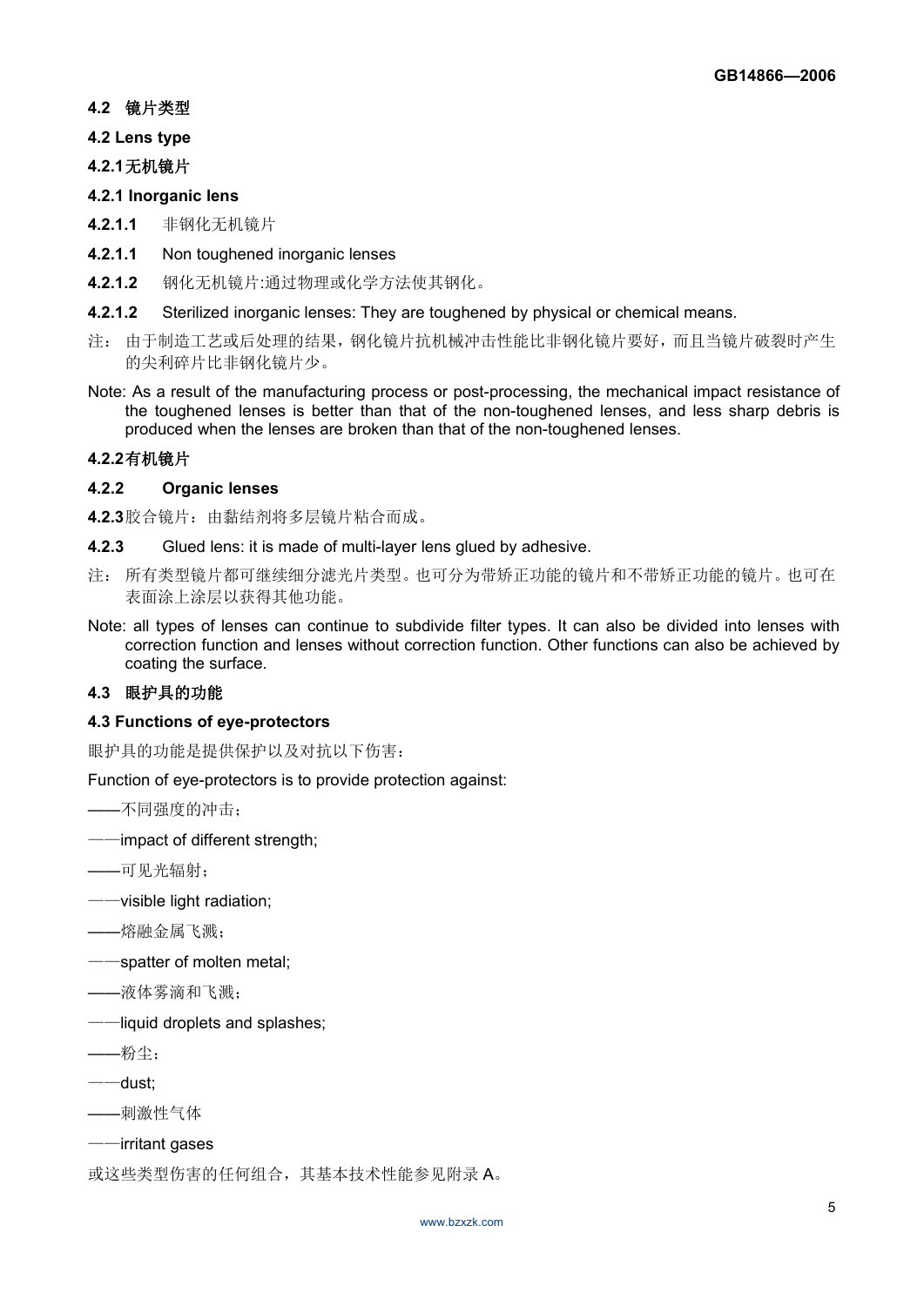**4.2 镜片类型**

**4.2 Lens type**

**4.2.1无机镜片**

**4.2.1 Inorganic lens**

**4.2.1.1** 非钢化无机镜片

**4.2.1.1** Non toughened inorganic lenses

**4.2.1.2** 钢化无机镜片:通过物理或化学方法使其钢化。

**4.2.1.2** Sterilized inorganic lenses: They are toughened by physical or chemical means.

注：由于制造工艺或后处理的结果，钢化镜片抗机械冲击性能比非钢化镜片要好，而且当镜片破裂时产生的尖利碎片比非钢化镜片少。

Note: As a result of the manufacturing process or post-processing, the mechanical impact resistance of the toughened lenses is better than that of the non-toughened lenses, and less sharp debris is produced when the lenses are broken than that of the non-toughened lenses.

**4.2.2有机镜片**

**4.2.2 Organic lenses**

**4.2.3**胶合镜片：由黏结剂将多层镜片粘合而成。

**4.2.3** Glued lens: it is made of multi-layer lens glued by adhesive.

注：所有类型镜片都可继续细分滤光片类型。也可分为带矫正功能的镜片和不带矫正功能的镜片。也可在表面涂上涂层以获得其他功能。

Note: all types of lenses can continue to subdivide filter types. It can also be divided into lenses with correction function and lenses without correction function. Other functions can also be achieved by coating the surface.

**4.3 眼护具的功能**

**4.3 Functions of eye-protectors**

眼护具的功能是提供保护以及对抗以下伤害：

Function of eye-protectors is to provide protection against:

——不同强度的冲击；

——impact of different strength;

——可见光辐射；

——visible light radiation;

——熔融金属飞溅；

——spatter of molten metal;

——液体雾滴和飞溅；

——liquid droplets and splashes;

——粉尘；

——dust;

——刺激性气体

——irritant gases

或这些类型伤害的任何组合，其基本技术性能参见附录 A。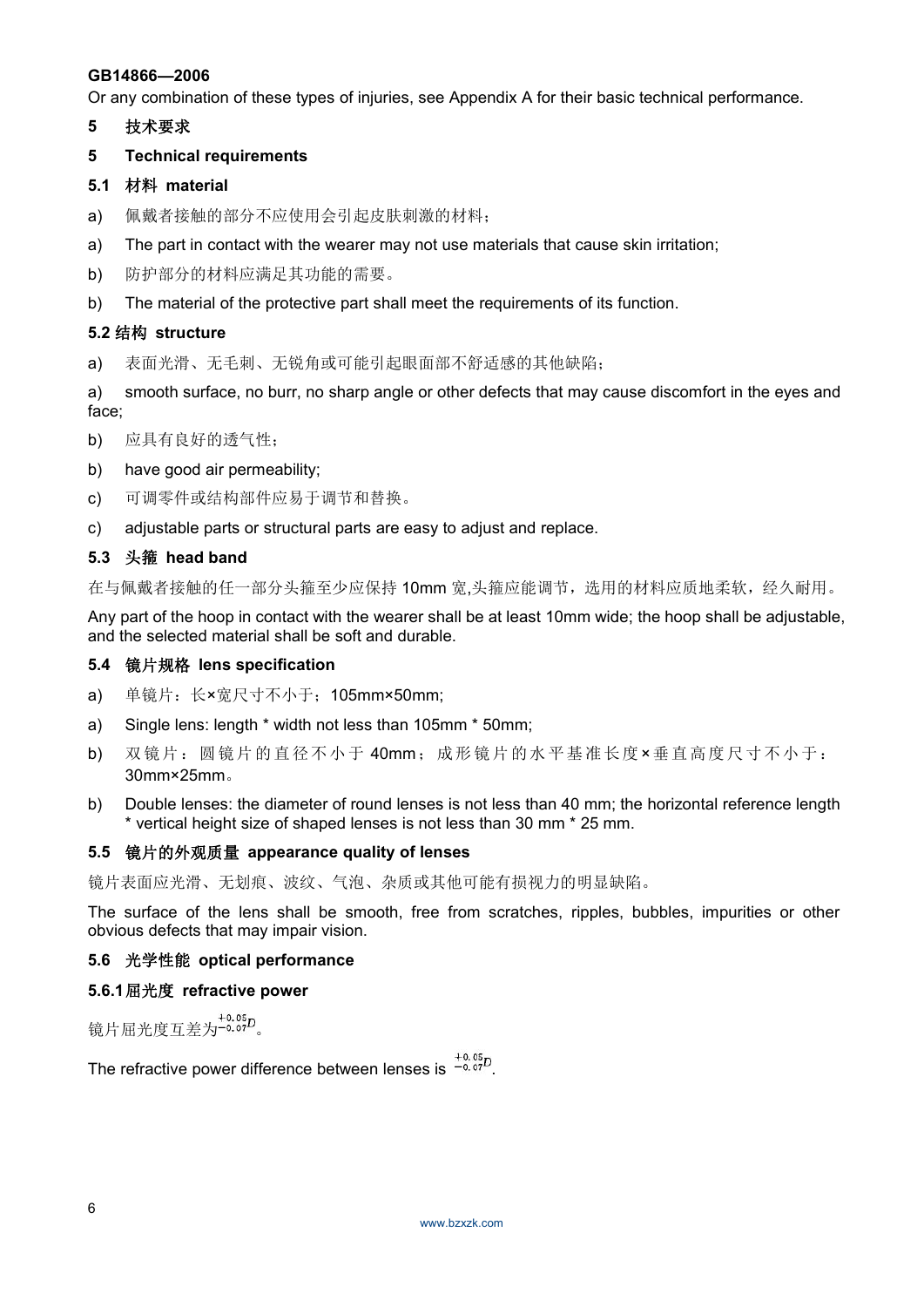Or any combination of these types of injuries, see Appendix A for their basic technical performance.

## 5 技术要求

## 5 Technical requirements

### 5.1 材料 material

a) 佩戴者接触的部分不应使用会引起皮肤刺激的材料；

a) The part in contact with the wearer may not use materials that cause skin irritation;

b) 防护部分的材料应满足其功能的需要。

b) The material of the protective part shall meet the requirements of its function.

### 5.2 结构 structure

a) 表面光滑、无毛刺、无锐角或可能引起眼面部不舒适感的其他缺陷；

a) smooth surface, no burr, no sharp angle or other defects that may cause discomfort in the eyes and face;

b) 应具有良好的透气性；

b) have good air permeability;

c) 可调零件或结构部件应易于调节和替换。

c) adjustable parts or structural parts are easy to adjust and replace.

### 5.3 头箍 head band

在与佩戴者接触的任一部分头箍至少应保持 10mm 宽,头箍应能调节，选用的材料应质地柔软，经久耐用。

Any part of the hoop in contact with the wearer shall be at least 10mm wide; the hoop shall be adjustable, and the selected material shall be soft and durable.

### 5.4 镜片规格 lens specification

a) 单镜片：长×宽尺寸不小于：105mm×50mm;

a) Single lens: length * width not less than 105mm * 50mm;

b) 双镜片：圆镜片的直径不小于 40mm；成形镜片的水平基准长度×垂直高度尺寸不小于：30mm×25mm。

b) Double lenses: the diameter of round lenses is not less than 40 mm; the horizontal reference length * vertical height size of shaped lenses is not less than 30 mm * 25 mm.

### 5.5 镜片的外观质量 appearance quality of lenses

镜片表面应光滑、无划痕、波纹、气泡、杂质或其他可能有损视力的明显缺陷。

The surface of the lens shall be smooth, free from scratches, ripples, bubbles, impurities or other obvious defects that may impair vision.

### 5.6 光学性能 optical performance

#### 5.6.1 屈光度 refractive power

镜片屈光度互差为$^{+0.05}_{-0.07}D$。

The refractive power difference between lenses is $^{+0.05}_{-0.07}D$.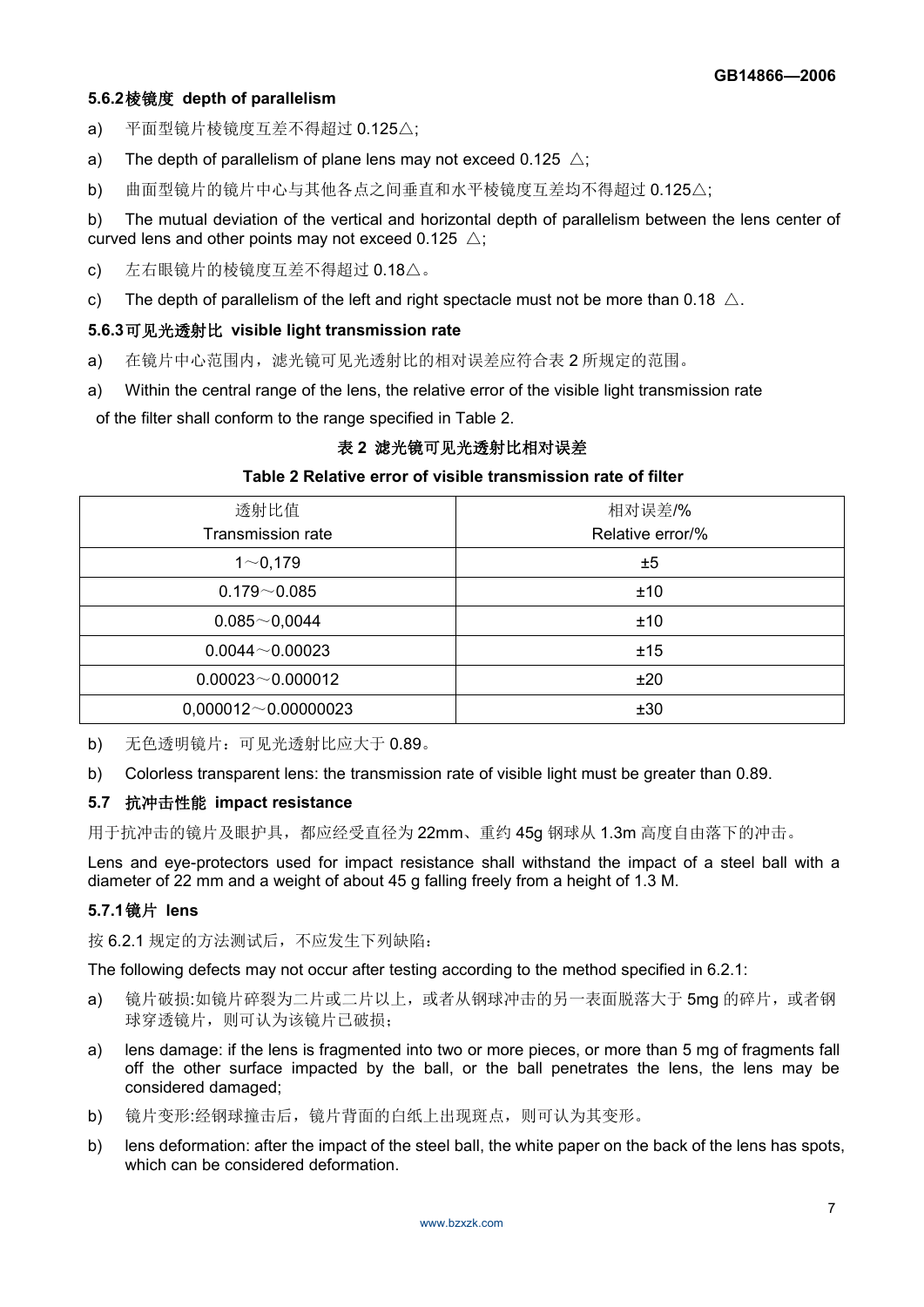### 5.6.2棱镜度 depth of parallelism

a) 平面型镜片棱镜度互差不得超过 0.125△;

a) The depth of parallelism of plane lens may not exceed 0.125 △;

b) 曲面型镜片的镜片中心与其他各点之间垂直和水平棱镜度互差均不得超过 0.125△;

b) The mutual deviation of the vertical and horizontal depth of parallelism between the lens center of curved lens and other points may not exceed 0.125 △;

c) 左右眼镜片的棱镜度互差不得超过 0.18△。

c) The depth of parallelism of the left and right spectacle must not be more than 0.18 △.

### 5.6.3可见光透射比 visible light transmission rate

a) 在镜片中心范围内，滤光镜可见光透射比的相对误差应符合表 2 所规定的范围。

a) Within the central range of the lens, the relative error of the visible light transmission rate of the filter shall conform to the range specified in Table 2.

**表 2 滤光镜可见光透射比相对误差**

**Table 2 Relative error of visible transmission rate of filter**

| 透射比值<br>Transmission rate | 相对误差/%<br>Relative error/% |
|---|---|
| 1～0,179 | ±5 |
| 0.179～0.085 | ±10 |
| 0.085～0,0044 | ±10 |
| 0.0044～0.00023 | ±15 |
| 0.00023～0.000012 | ±20 |
| 0,000012～0.00000023 | ±30 |

b) 无色透明镜片：可见光透射比应大于 0.89。

b) Colorless transparent lens: the transmission rate of visible light must be greater than 0.89.

### 5.7 抗冲击性能 impact resistance

用于抗冲击的镜片及眼护具，都应经受直径为 22mm、重约 45g 钢球从 1.3m 高度自由落下的冲击。

Lens and eye-protectors used for impact resistance shall withstand the impact of a steel ball with a diameter of 22 mm and a weight of about 45 g falling freely from a height of 1.3 M.

### 5.7.1镜片 lens

按 6.2.1 规定的方法测试后，不应发生下列缺陷：

The following defects may not occur after testing according to the method specified in 6.2.1:

a) 镜片破损:如镜片碎裂为二片或二片以上，或者从钢球冲击的另一表面脱落大于 5mg 的碎片，或者钢球穿透镜片，则可认为该镜片已破损；

a) lens damage: if the lens is fragmented into two or more pieces, or more than 5 mg of fragments fall off the other surface impacted by the ball, or the ball penetrates the lens, the lens may be considered damaged;

b) 镜片变形:经钢球撞击后，镜片背面的白纸上出现斑点，则可认为其变形。

b) lens deformation: after the impact of the steel ball, the white paper on the back of the lens has spots, which can be considered deformation.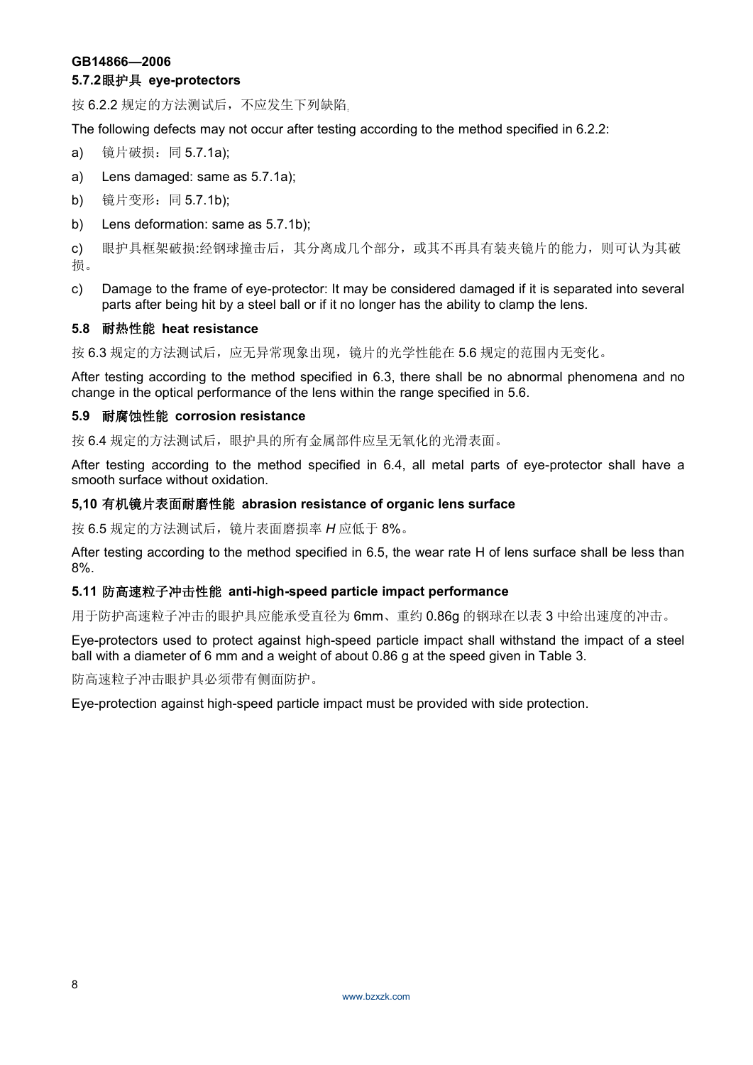### 5.7.2眼护具 eye-protectors

按 6.2.2 规定的方法测试后，不应发生下列缺陷.

The following defects may not occur after testing according to the method specified in 6.2.2:

a) 镜片破损：同 5.7.1a);

a) Lens damaged: same as 5.7.1a);

b) 镜片变形：同 5.7.1b);

b) Lens deformation: same as 5.7.1b);

c) 眼护具框架破损:经钢球撞击后，其分离成几个部分，或其不再具有装夹镜片的能力，则可认为其破损。

c) Damage to the frame of eye-protector: It may be considered damaged if it is separated into several parts after being hit by a steel ball or if it no longer has the ability to clamp the lens.

### 5.8 耐热性能 heat resistance

按 6.3 规定的方法测试后，应无异常现象出现，镜片的光学性能在 5.6 规定的范围内无变化。

After testing according to the method specified in 6.3, there shall be no abnormal phenomena and no change in the optical performance of the lens within the range specified in 5.6.

### 5.9 耐腐蚀性能 corrosion resistance

按 6.4 规定的方法测试后，眼护具的所有金属部件应呈无氧化的光滑表面。

After testing according to the method specified in 6.4, all metal parts of eye-protector shall have a smooth surface without oxidation.

### 5,10 有机镜片表面耐磨性能 abrasion resistance of organic lens surface

按 6.5 规定的方法测试后，镜片表面磨损率 $H$ 应低于 8%。

After testing according to the method specified in 6.5, the wear rate H of lens surface shall be less than 8%.

### 5.11 防高速粒子冲击性能 anti-high-speed particle impact performance

用于防护高速粒子冲击的眼护具应能承受直径为 6mm、重约 0.86g 的钢球在以表 3 中给出速度的冲击。

Eye-protectors used to protect against high-speed particle impact shall withstand the impact of a steel ball with a diameter of 6 mm and a weight of about 0.86 g at the speed given in Table 3.

防高速粒子冲击眼护具必须带有侧面防护。

Eye-protection against high-speed particle impact must be provided with side protection.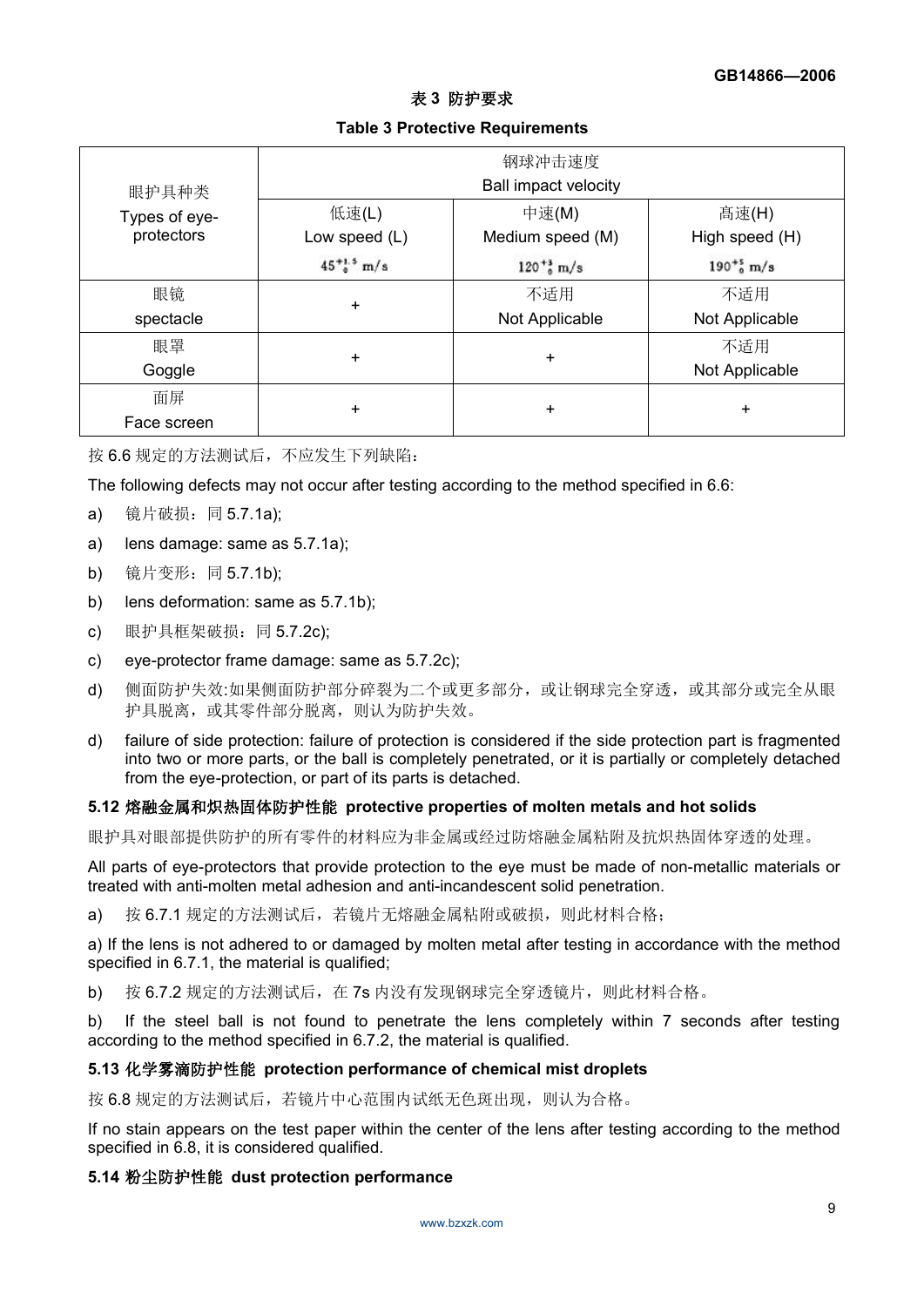表 3 防护要求

Table 3 Protective Requirements

| 眼护具种类<br>Types of eye-protectors | 钢球冲击速度<br>Ball impact velocity | | |
|---|---|---|---|
| | 低速(L)<br>Low speed (L)<br>$45^{+1.5}_{0}$ m/s | 中速(M)<br>Medium speed (M)<br>$120^{+3}_{0}$ m/s | 高速(H)<br>High speed (H)<br>$190^{+5}_{0}$ m/s |
| 眼镜<br>spectacle | + | 不适用<br>Not Applicable | 不适用<br>Not Applicable |
| 眼罩<br>Goggle | + | + | 不适用<br>Not Applicable |
| 面屏<br>Face screen | + | + | + |

按 6.6 规定的方法测试后，不应发生下列缺陷：

The following defects may not occur after testing according to the method specified in 6.6:

a) 镜片破损：同 5.7.1a);

a) lens damage: same as 5.7.1a);

b) 镜片变形：同 5.7.1b);

b) lens deformation: same as 5.7.1b);

c) 眼护具框架破损：同 5.7.2c);

c) eye-protector frame damage: same as 5.7.2c);

d) 侧面防护失效:如果侧面防护部分碎裂为二个或更多部分，或让钢球完全穿透，或其部分或完全从眼护具脱离，或其零件部分脱离，则认为防护失效。

d) failure of side protection: failure of protection is considered if the side protection part is fragmented into two or more parts, or the ball is completely penetrated, or it is partially or completely detached from the eye-protection, or part of its parts is detached.

**5.12 熔融金属和炽热固体防护性能 protective properties of molten metals and hot solids**

眼护具对眼部提供防护的所有零件的材料应为非金属或经过防熔融金属粘附及抗炽热固体穿透的处理。

All parts of eye-protectors that provide protection to the eye must be made of non-metallic materials or treated with anti-molten metal adhesion and anti-incandescent solid penetration.

a) 按 6.7.1 规定的方法测试后，若镜片无熔融金属粘附或破损，则此材料合格；

a) If the lens is not adhered to or damaged by molten metal after testing in accordance with the method specified in 6.7.1, the material is qualified;

b) 按 6.7.2 规定的方法测试后，在 7s 内没有发现钢球完全穿透镜片，则此材料合格。

b) If the steel ball is not found to penetrate the lens completely within 7 seconds after testing according to the method specified in 6.7.2, the material is qualified.

**5.13 化学雾滴防护性能 protection performance of chemical mist droplets**

按 6.8 规定的方法测试后，若镜片中心范围内试纸无色斑出现，则认为合格。

If no stain appears on the test paper within the center of the lens after testing according to the method specified in 6.8, it is considered qualified.

**5.14 粉尘防护性能 dust protection performance**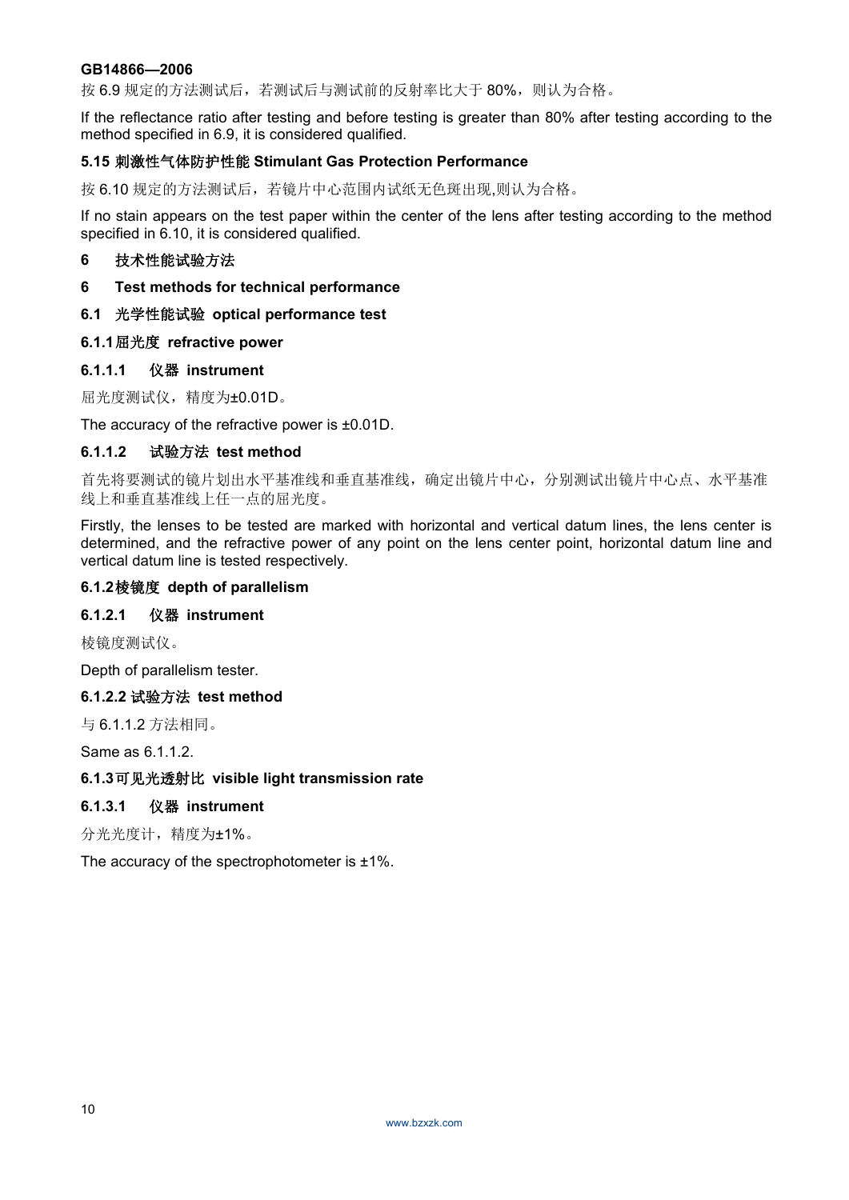按 6.9 规定的方法测试后，若测试后与测试前的反射率比大于 80%，则认为合格。

If the reflectance ratio after testing and before testing is greater than 80% after testing according to the method specified in 6.9, it is considered qualified.

### 5.15 刺激性气体防护性能 Stimulant Gas Protection Performance

按 6.10 规定的方法测试后，若镜片中心范围内试纸无色斑出现,则认为合格。

If no stain appears on the test paper within the center of the lens after testing according to the method specified in 6.10, it is considered qualified.

## 6　技术性能试验方法

## 6　Test methods for technical performance

### 6.1　光学性能试验 optical performance test

#### 6.1.1 屈光度 refractive power

##### 6.1.1.1　仪器 instrument

屈光度测试仪，精度为±0.01D。

The accuracy of the refractive power is ±0.01D.

##### 6.1.1.2　试验方法 test method

首先将要测试的镜片划出水平基准线和垂直基准线，确定出镜片中心，分别测试出镜片中心点、水平基准线上和垂直基准线上任一点的屈光度。

Firstly, the lenses to be tested are marked with horizontal and vertical datum lines, the lens center is determined, and the refractive power of any point on the lens center point, horizontal datum line and vertical datum line is tested respectively.

#### 6.1.2 棱镜度 depth of parallelism

##### 6.1.2.1　仪器 instrument

棱镜度测试仪。

Depth of parallelism tester.

##### 6.1.2.2 试验方法 test method

与 6.1.1.2 方法相同。

Same as 6.1.1.2.

#### 6.1.3 可见光透射比 visible light transmission rate

##### 6.1.3.1　仪器 instrument

分光光度计，精度为±1%。

The accuracy of the spectrophotometer is ±1%.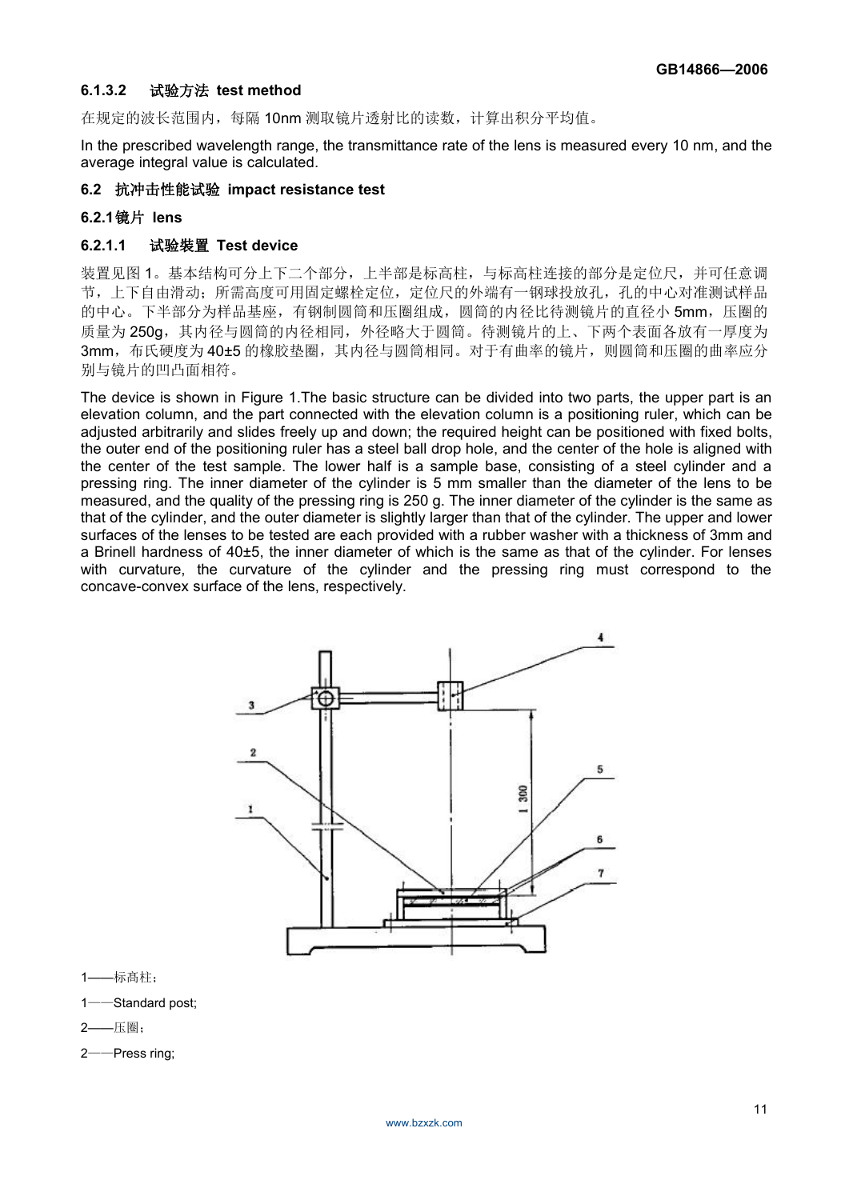#### 6.1.3.2　试验方法 test method

在规定的波长范围内，每隔 10nm 测取镜片透射比的读数，计算出积分平均值。

In the prescribed wavelength range, the transmittance rate of the lens is measured every 10 nm, and the average integral value is calculated.

### 6.2　抗冲击性能试验 impact resistance test

#### 6.2.1 镜片 lens

#### 6.2.1.1　试验装置 Test device

装置见图 1。基本结构可分上下二个部分，上半部是标高柱，与标高柱连接的部分是定位尺，并可任意调节，上下自由滑动；所需高度可用固定螺栓定位，定位尺的外端有一钢球投放孔，孔的中心对准测试样品的中心。下半部分为样品基座，有钢制圆筒和压圈组成，圆筒的内径比待测镜片的直径小 5mm，压圈的质量为 250g，其内径与圆筒的内径相同，外径略大于圆筒。待测镜片的上、下两个表面各放有一厚度为 3mm，布氏硬度为 40±5 的橡胶垫圈，其内径与圆筒相同。对于有曲率的镜片，则圆筒和压圈的曲率应分别与镜片的凹凸面相符。

The device is shown in Figure 1.The basic structure can be divided into two parts, the upper part is an elevation column, and the part connected with the elevation column is a positioning ruler, which can be adjusted arbitrarily and slides freely up and down; the required height can be positioned with fixed bolts, the outer end of the positioning ruler has a steel ball drop hole, and the center of the hole is aligned with the center of the test sample. The lower half is a sample base, consisting of a steel cylinder and a pressing ring. The inner diameter of the cylinder is 5 mm smaller than the diameter of the lens to be measured, and the quality of the pressing ring is 250 g. The inner diameter of the cylinder is the same as that of the cylinder, and the outer diameter is slightly larger than that of the cylinder. The upper and lower surfaces of the lenses to be tested are each provided with a rubber washer with a thickness of 3mm and a Brinell hardness of 40±5, the inner diameter of which is the same as that of the cylinder. For lenses with curvature, the curvature of the cylinder and the pressing ring must correspond to the concave-convex surface of the lens, respectively.

1——标高柱；

1——Standard post;

2——压圈；

2——Press ring;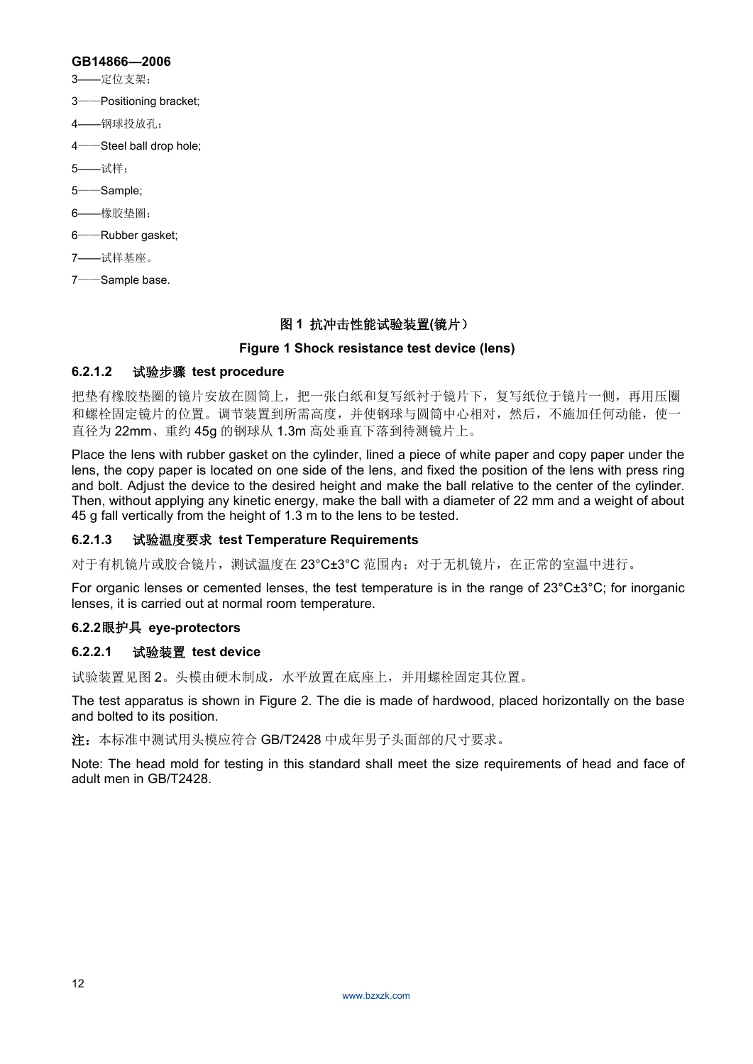3——定位支架；

3——Positioning bracket;

4——钢球投放孔；

4——Steel ball drop hole;

5——试样；

5——Sample;

6——橡胶垫圈；

6——Rubber gasket;

7——试样基座。

7——Sample base.

**图 1 抗冲击性能试验装置(镜片）**

**Figure 1 Shock resistance test device (lens)**

#### 6.2.1.2 试验步骤 test procedure

把垫有橡胶垫圈的镜片安放在圆筒上，把一张白纸和复写纸衬于镜片下，复写纸位于镜片一侧，再用压圈和螺栓固定镜片的位置。调节装置到所需高度，并使钢球与圆筒中心相对，然后，不施加任何动能，使一直径为 22mm、重约 45g 的钢球从 1.3m 高处垂直下落到待测镜片上。

Place the lens with rubber gasket on the cylinder, lined a piece of white paper and copy paper under the lens, the copy paper is located on one side of the lens, and fixed the position of the lens with press ring and bolt. Adjust the device to the desired height and make the ball relative to the center of the cylinder. Then, without applying any kinetic energy, make the ball with a diameter of 22 mm and a weight of about 45 g fall vertically from the height of 1.3 m to the lens to be tested.

#### 6.2.1.3 试验温度要求 test Temperature Requirements

对于有机镜片或胶合镜片，测试温度在 23°C±3°C 范围内；对于无机镜片，在正常的室温中进行。

For organic lenses or cemented lenses, the test temperature is in the range of 23°C±3°C; for inorganic lenses, it is carried out at normal room temperature.

### 6.2.2 眼护具 eye-protectors

#### 6.2.2.1 试验装置 test device

试验装置见图 2。头模由硬木制成，水平放置在底座上，并用螺栓固定其位置。

The test apparatus is shown in Figure 2. The die is made of hardwood, placed horizontally on the base and bolted to its position.

**注：**本标准中测试用头模应符合 GB/T2428 中成年男子头面部的尺寸要求。

Note: The head mold for testing in this standard shall meet the size requirements of head and face of adult men in GB/T2428.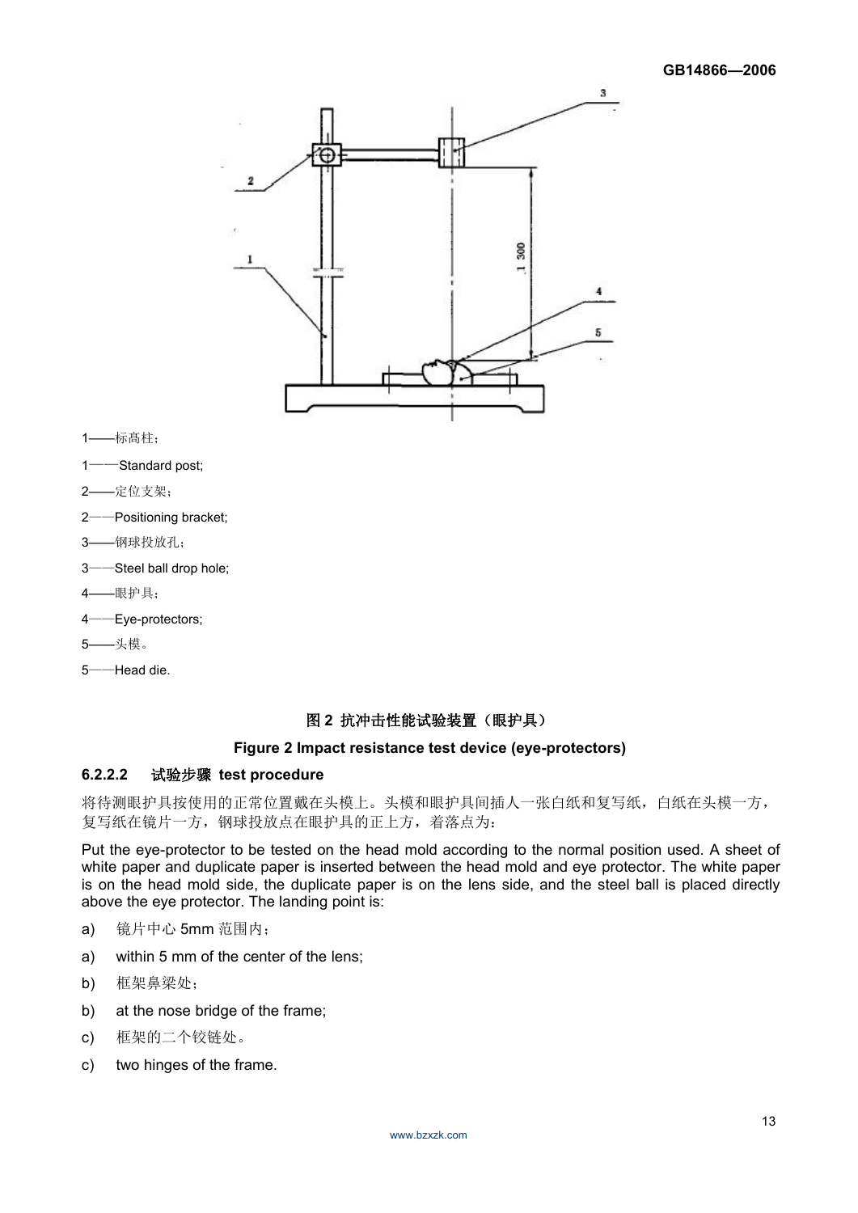1——标高柱；

1——Standard post;

2——定位支架；

2——Positioning bracket;

3——钢球投放孔；

3——Steel ball drop hole;

4——眼护具；

4——Eye-protectors;

5——头模。

5——Head die.

**图 2 抗冲击性能试验装置（眼护具）**

**Figure 2 Impact resistance test device (eye-protectors)**

### 6.2.2.2 试验步骤 test procedure

将待测眼护具按使用的正常位置戴在头模上。头模和眼护具间插入一张白纸和复写纸，白纸在头模一方，复写纸在镜片一方，钢球投放点在眼护具的正上方，着落点为：

Put the eye-protector to be tested on the head mold according to the normal position used. A sheet of white paper and duplicate paper is inserted between the head mold and eye protector. The white paper is on the head mold side, the duplicate paper is on the lens side, and the steel ball is placed directly above the eye protector. The landing point is:

a) 镜片中心 5mm 范围内；

a) within 5 mm of the center of the lens;

b) 框架鼻梁处；

b) at the nose bridge of the frame;

c) 框架的二个铰链处。

c) two hinges of the frame.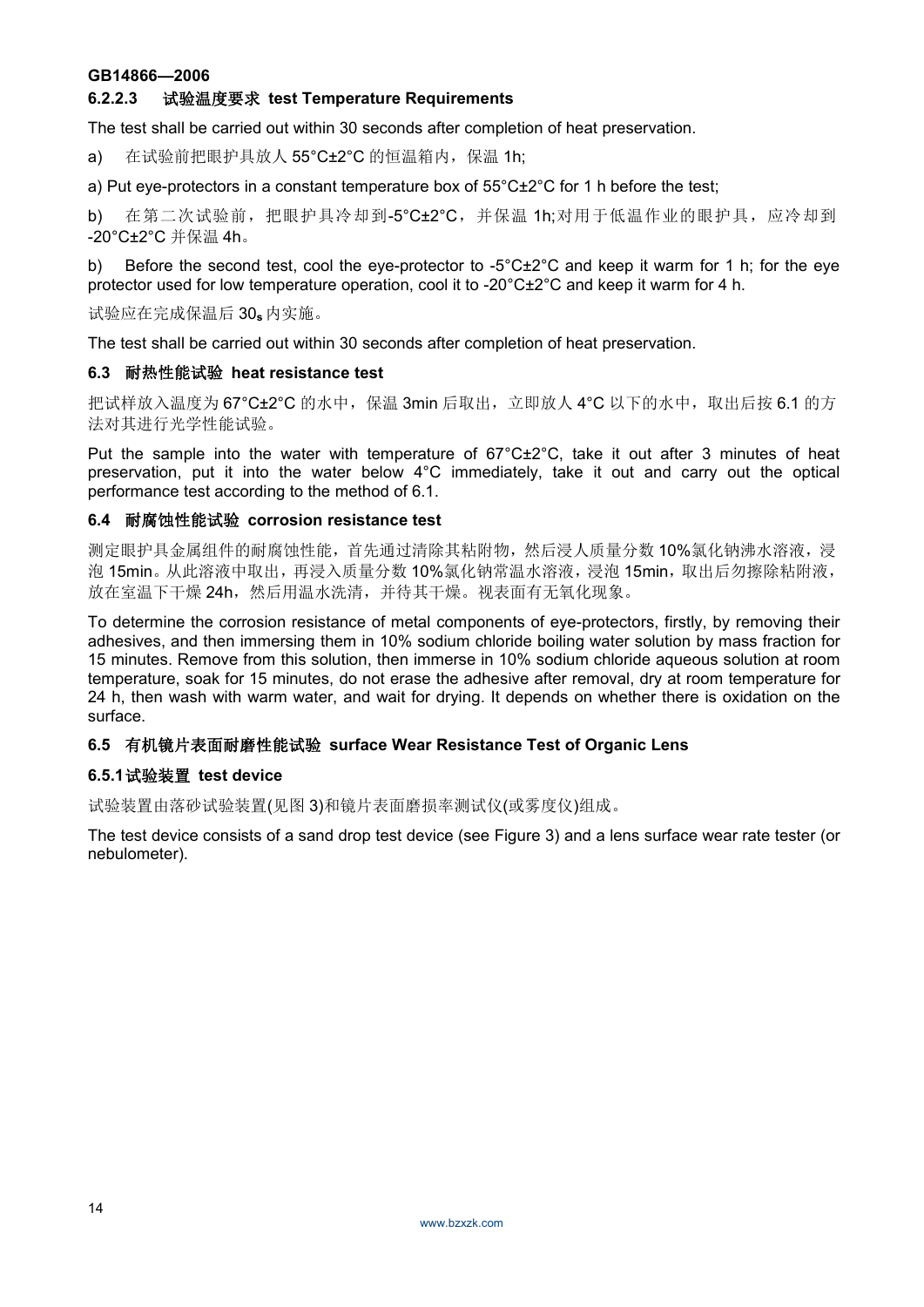### 6.2.2.3 试验温度要求 test Temperature Requirements

The test shall be carried out within 30 seconds after completion of heat preservation.

a) 在试验前把眼护具放人 55°C±2°C 的恒温箱内，保温 1h;

a) Put eye-protectors in a constant temperature box of 55°C±2°C for 1 h before the test;

b) 在第二次试验前，把眼护具冷却到-5°C±2°C，并保温 1h;对用于低温作业的眼护具，应冷却到-20°C±2°C 并保温 4h。

b) Before the second test, cool the eye-protector to -5°C±2°C and keep it warm for 1 h; for the eye protector used for low temperature operation, cool it to -20°C±2°C and keep it warm for 4 h.

试验应在完成保温后 $30_s$ 内实施。

The test shall be carried out within 30 seconds after completion of heat preservation.

### 6.3 耐热性能试验 heat resistance test

把试样放入温度为 67°C±2°C 的水中，保温 3min 后取出，立即放人 4°C 以下的水中，取出后按 6.1 的方法对其进行光学性能试验。

Put the sample into the water with temperature of 67°C±2°C, take it out after 3 minutes of heat preservation, put it into the water below 4°C immediately, take it out and carry out the optical performance test according to the method of 6.1.

### 6.4 耐腐蚀性能试验 corrosion resistance test

测定眼护具金属组件的耐腐蚀性能，首先通过清除其粘附物，然后浸人质量分数 10%氯化钠沸水溶液，浸泡 15min。从此溶液中取出，再浸入质量分数 10%氯化钠常温水溶液，浸泡 15min，取出后勿擦除粘附液，放在室温下干燥 24h，然后用温水洗清，并待其干燥。视表面有无氧化现象。

To determine the corrosion resistance of metal components of eye-protectors, firstly, by removing their adhesives, and then immersing them in 10% sodium chloride boiling water solution by mass fraction for 15 minutes. Remove from this solution, then immerse in 10% sodium chloride aqueous solution at room temperature, soak for 15 minutes, do not erase the adhesive after removal, dry at room temperature for 24 h, then wash with warm water, and wait for drying. It depends on whether there is oxidation on the surface.

### 6.5 有机镜片表面耐磨性能试验 surface Wear Resistance Test of Organic Lens

#### 6.5.1 试验装置 test device

试验装置由落砂试验装置(见图 3)和镜片表面磨损率测试仪(或雾度仪)组成。

The test device consists of a sand drop test device (see Figure 3) and a lens surface wear rate tester (or nebulometer).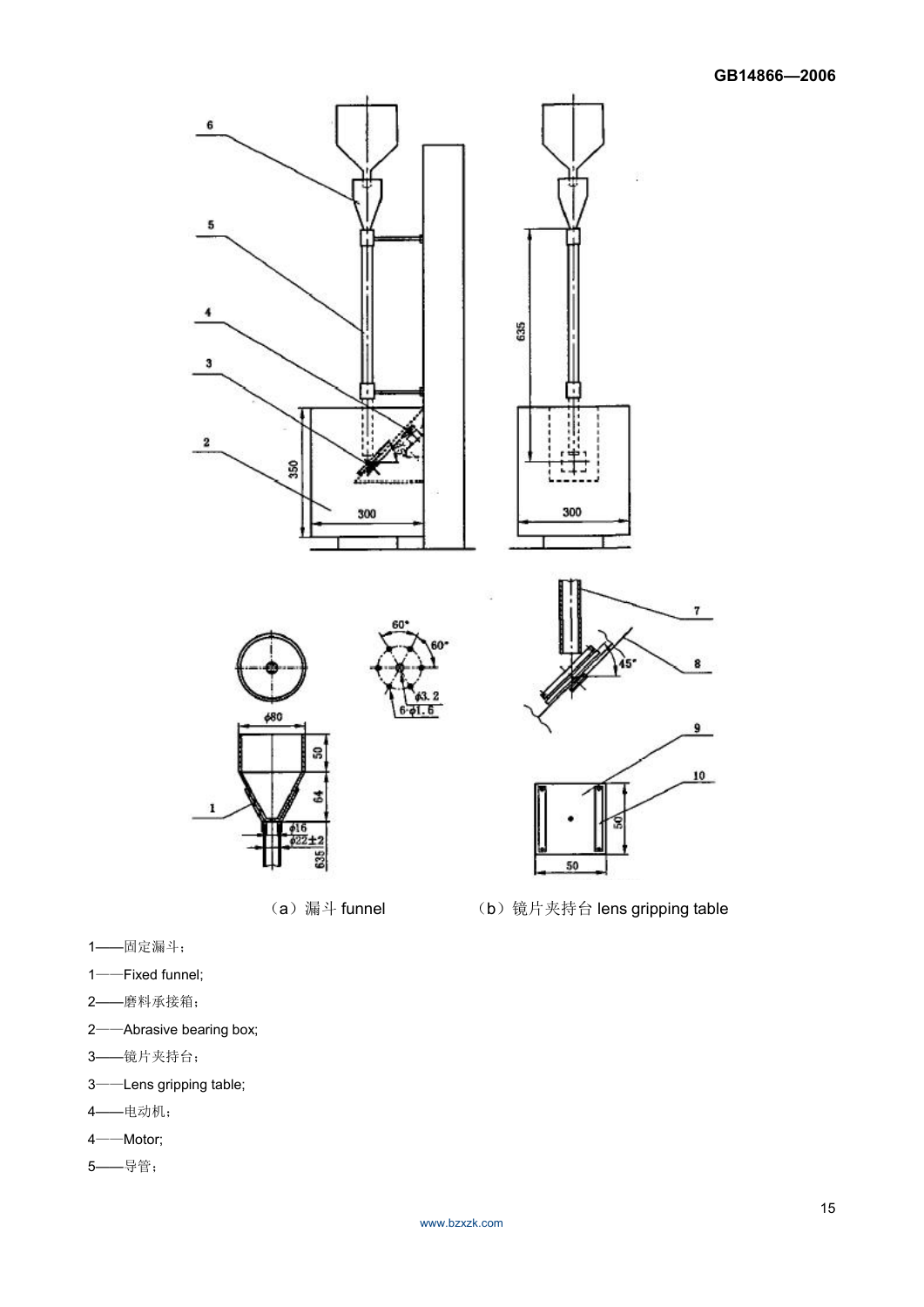（a）漏斗 funnel　　　　（b）镜片夹持台 lens gripping table

1——固定漏斗；

1——Fixed funnel;

2——磨料承接箱；

2——Abrasive bearing box;

3——镜片夹持台；

3——Lens gripping table;

4——电动机；

4——Motor;

5——导管；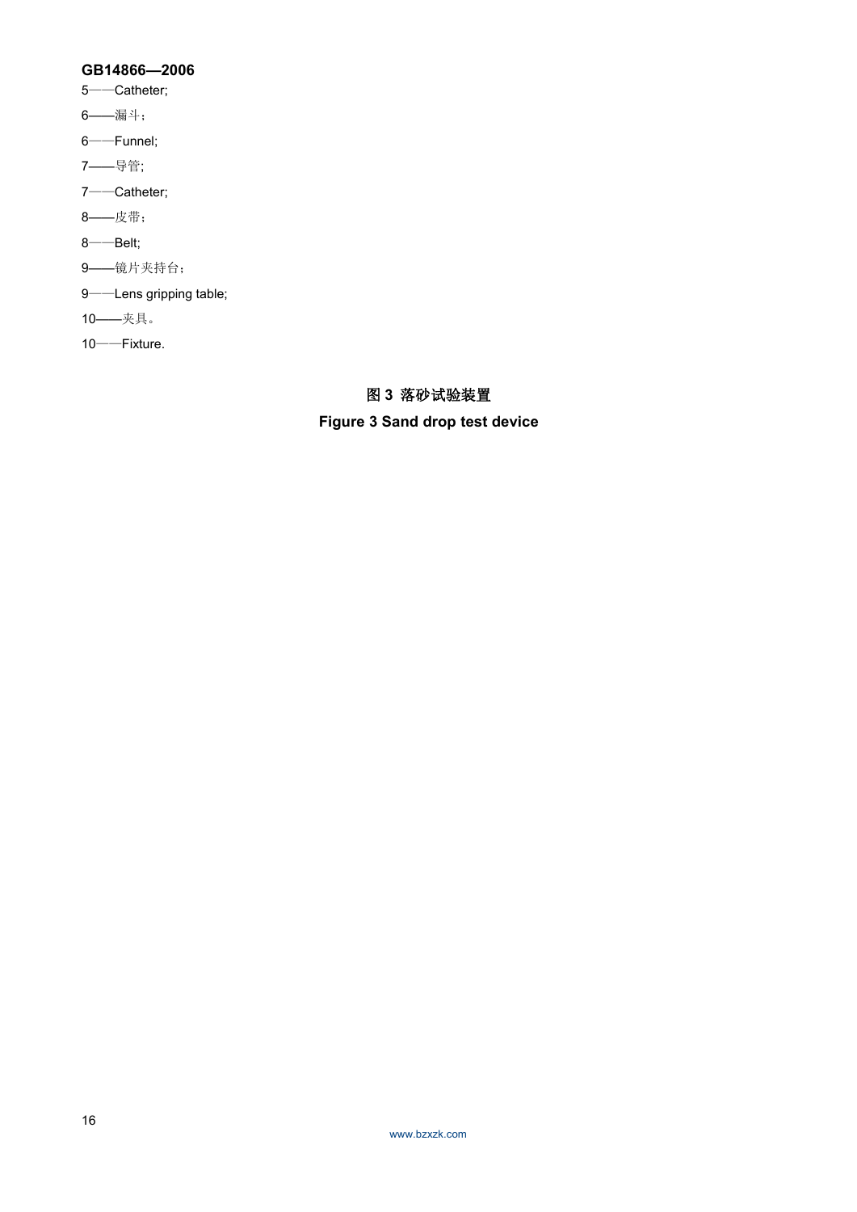5——Catheter;

6——漏斗；

6——Funnel;

7——导管;

7——Catheter;

8——皮带；

8——Belt;

9——镜片夹持台；

9——Lens gripping table;

10——夹具。

10——Fixture.

**图 3 落砂试验装置**

**Figure 3 Sand drop test device**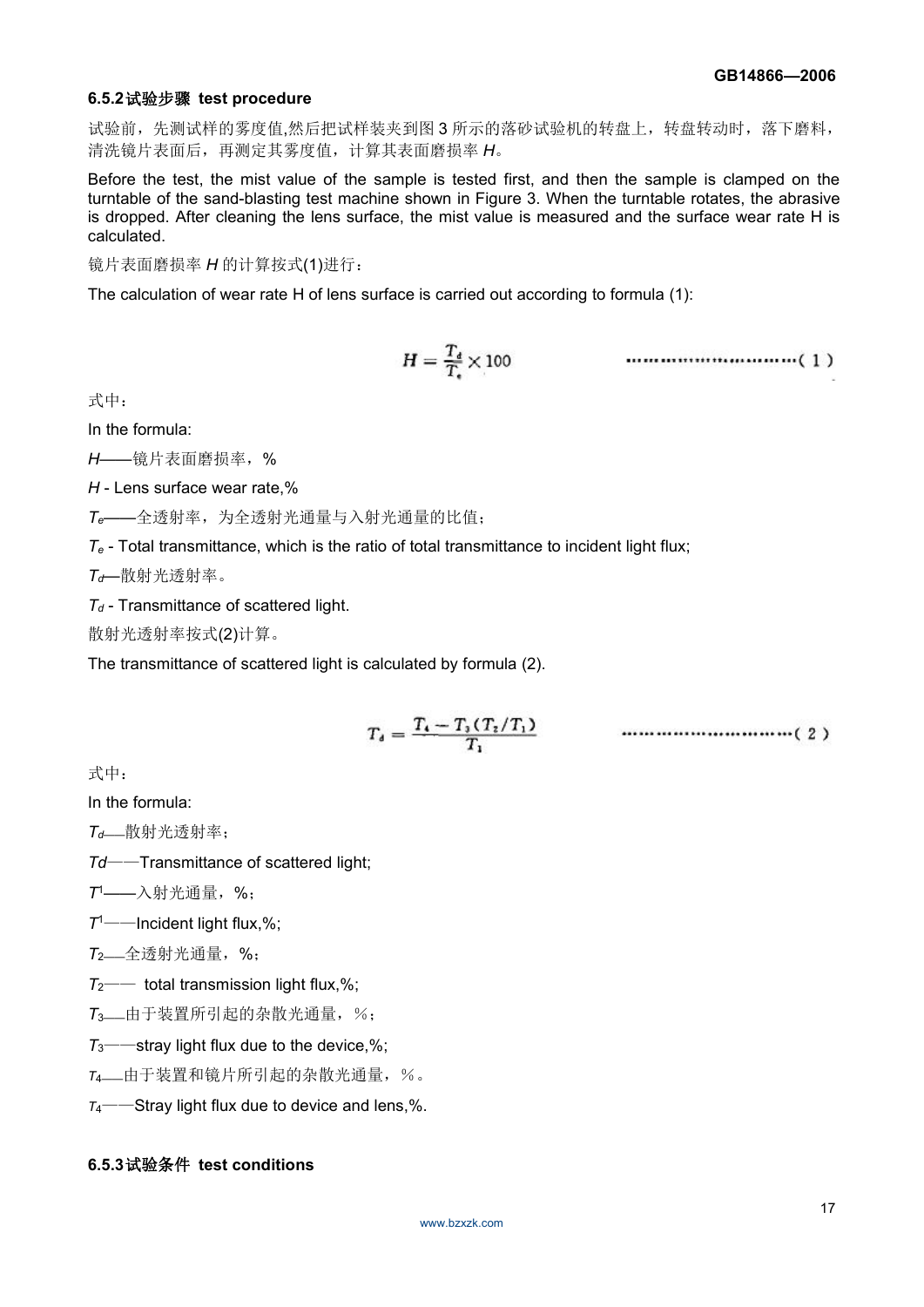### 6.5.2试验步骤 test procedure

试验前，先测试样的雾度值,然后把试样装夹到图 3 所示的落砂试验机的转盘上，转盘转动时，落下磨料，清洗镜片表面后，再测定其雾度值，计算其表面磨损率 *H*。

Before the test, the mist value of the sample is tested first, and then the sample is clamped on the turntable of the sand-blasting test machine shown in Figure 3. When the turntable rotates, the abrasive is dropped. After cleaning the lens surface, the mist value is measured and the surface wear rate H is calculated.

镜片表面磨损率 *H* 的计算按式(1)进行：

The calculation of wear rate H of lens surface is carried out according to formula (1):

$$H = \frac{T_d}{T_e} \times 100 \qquad (1)$$

式中：

In the formula:

*H*——镜片表面磨损率，%

*H* - Lens surface wear rate,%

$T_e$——全透射率，为全透射光通量与入射光通量的比值；

$T_e$ - Total transmittance, which is the ratio of total transmittance to incident light flux;

$T_d$—散射光透射率。

$T_d$ - Transmittance of scattered light.

散射光透射率按式(2)计算。

The transmittance of scattered light is calculated by formula (2).

$$T_d = \frac{T_4 - T_3(T_2/T_1)}{T_1} \qquad (2)$$

式中：

In the formula:

$T_d$——散射光透射率；

$Td$——Transmittance of scattered light;

$T^1$——入射光通量，%；

$T^1$——Incident light flux,%;

$T_2$——全透射光通量，%；

$T_2$—— total transmission light flux,%;

$T_3$——由于装置所引起的杂散光通量，％；

$T_3$——stray light flux due to the device,%;

$T_4$——由于装置和镜片所引起的杂散光通量，％。

$T_4$——Stray light flux due to device and lens,%.

### 6.5.3试验条件 test conditions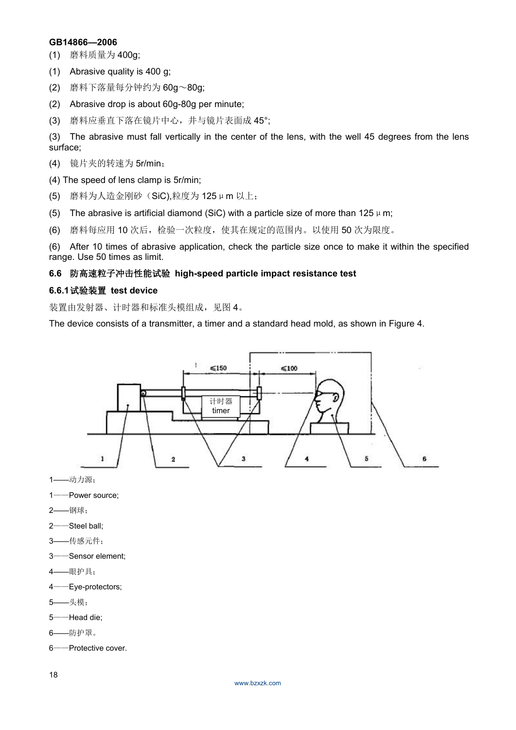(1) 磨料质量为 400g;

(1) Abrasive quality is 400 g;

(2) 磨料下落量每分钟约为 60g～80g;

(2) Abrasive drop is about 60g-80g per minute;

(3) 磨料应垂直下落在镜片中心，并与镜片表面成 45°;

(3) The abrasive must fall vertically in the center of the lens, with the well 45 degrees from the lens surface;

(4) 镜片夹的转速为 5r/min；

(4) The speed of lens clamp is 5r/min;

(5) 磨料为人造金刚砂（SiC),粒度为 125μm 以上；

(5) The abrasive is artificial diamond (SiC) with a particle size of more than 125μm;

(6) 磨料每应用 10 次后，检验一次粒度，使其在规定的范围内。以使用 50 次为限度。

(6) After 10 times of abrasive application, check the particle size once to make it within the specified range. Use 50 times as limit.

### 6.6 防高速粒子冲击性能试验 high-speed particle impact resistance test

#### 6.6.1 试验装置 test device

装置由发射器、计时器和标准头模组成，见图 4。

The device consists of a transmitter, a timer and a standard head mold, as shown in Figure 4.

≤150 ≤100

计时器 timer

1 2 3 4 5 6

1——动力源；

1——Power source;

2——钢球；

2——Steel ball;

3——传感元件；

3——Sensor element;

4——眼护具；

4——Eye-protectors;

5——头模；

5——Head die;

6——防护罩。

6——Protective cover.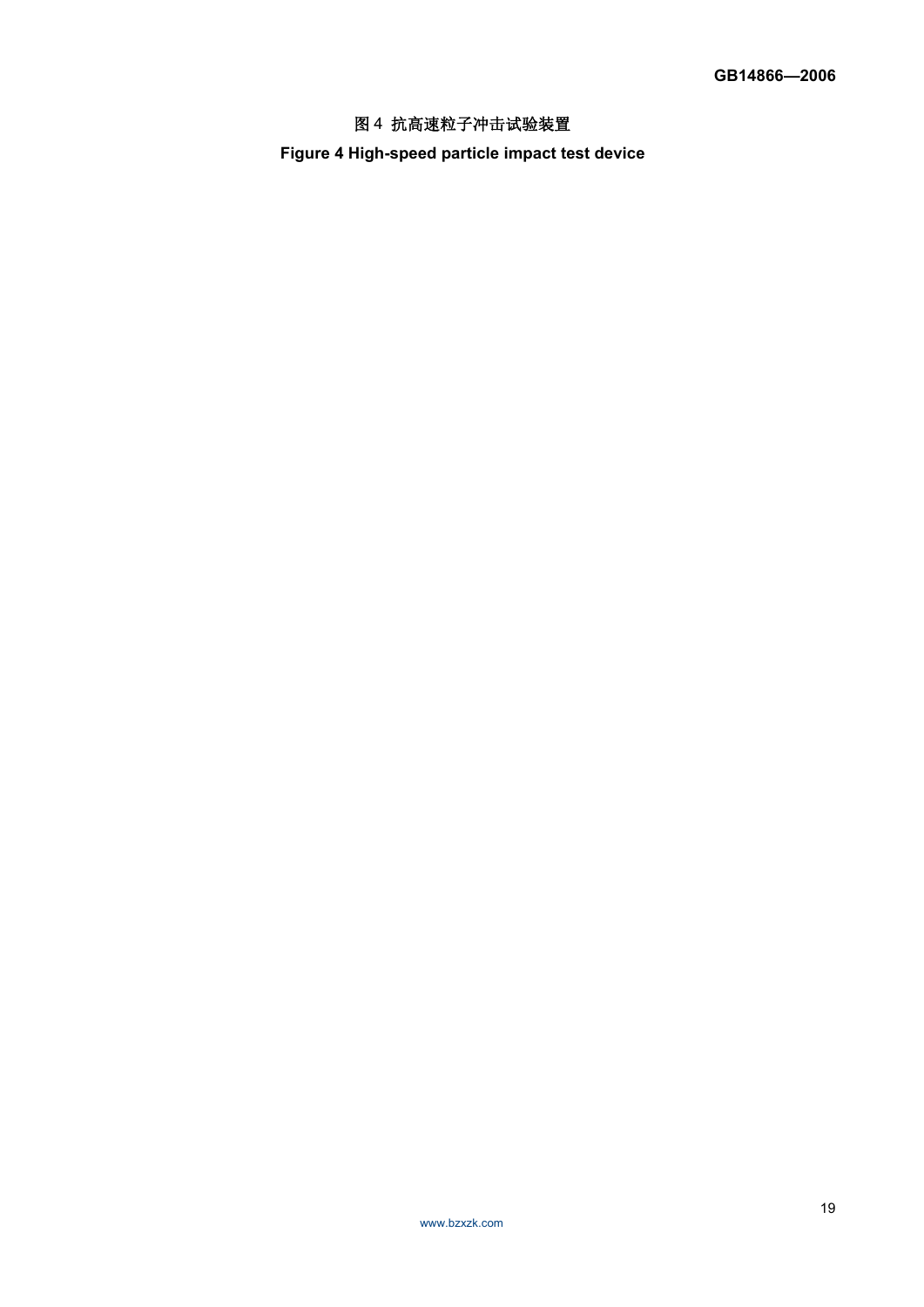图 4 抗高速粒子冲击试验装置

**Figure 4 High-speed particle impact test device**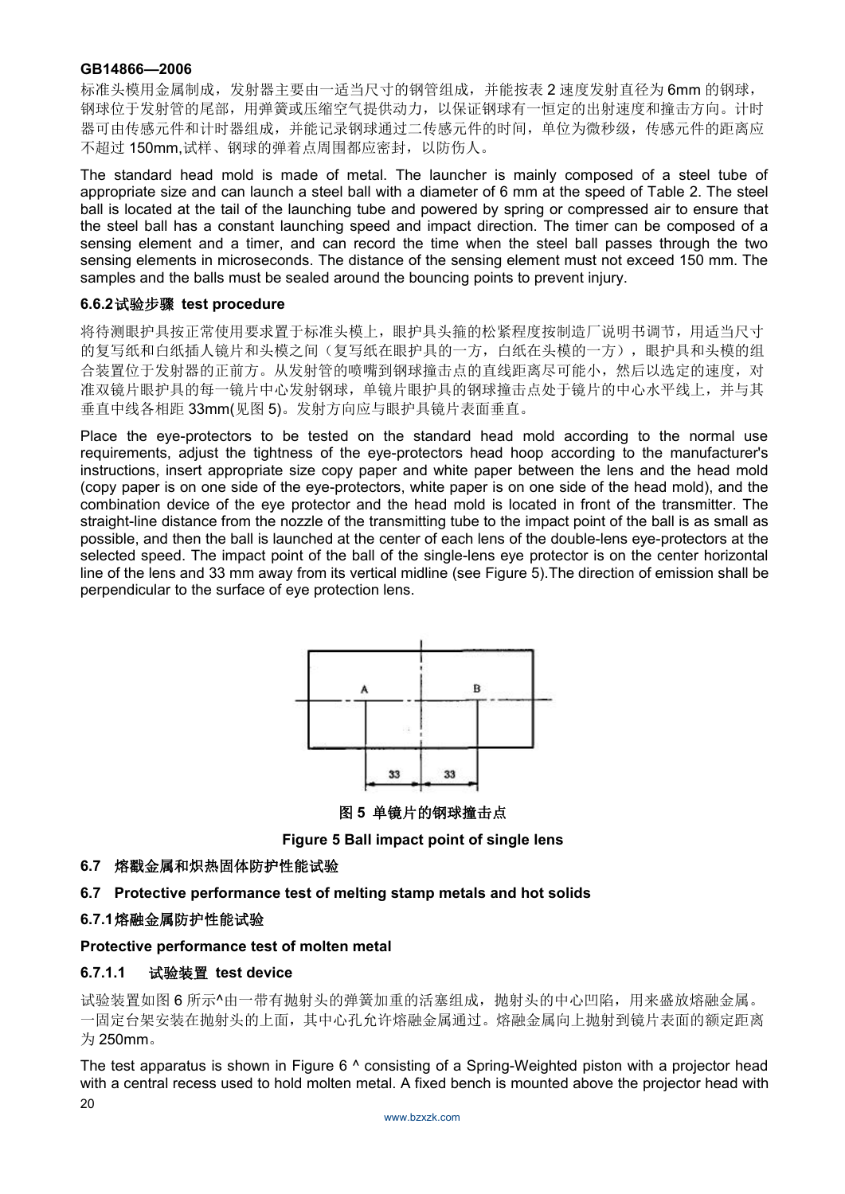标准头模用金属制成，发射器主要由一适当尺寸的钢管组成，并能按表 2 速度发射直径为 6mm 的钢球，钢球位于发射管的尾部，用弹簧或压缩空气提供动力，以保证钢球有一恒定的出射速度和撞击方向。计时器可由传感元件和计时器组成，并能记录钢球通过二传感元件的时间，单位为微秒级，传感元件的距离应不超过 150mm,试样、钢球的弹着点周围都应密封，以防伤人。

The standard head mold is made of metal. The launcher is mainly composed of a steel tube of appropriate size and can launch a steel ball with a diameter of 6 mm at the speed of Table 2. The steel ball is located at the tail of the launching tube and powered by spring or compressed air to ensure that the steel ball has a constant launching speed and impact direction. The timer can be composed of a sensing element and a timer, and can record the time when the steel ball passes through the two sensing elements in microseconds. The distance of the sensing element must not exceed 150 mm. The samples and the balls must be sealed around the bouncing points to prevent injury.

#### 6.6.2 试验步骤 test procedure

将待测眼护具按正常使用要求置于标准头模上，眼护具头箍的松紧程度按制造厂说明书调节，用适当尺寸的复写纸和白纸插入镜片和头模之间（复写纸在眼护具的一方，白纸在头模的一方），眼护具和头模的组合装置位于发射器的正前方。从发射管的喷嘴到钢球撞击点的直线距离尽可能小，然后以选定的速度，对准双镜片眼护具的每一镜片中心发射钢球，单镜片眼护具的钢球撞击点处于镜片的中心水平线上，并与其垂直中线各相距 33mm(见图 5)。发射方向应与眼护具镜片表面垂直。

Place the eye-protectors to be tested on the standard head mold according to the normal use requirements, adjust the tightness of the eye-protectors head hoop according to the manufacturer's instructions, insert appropriate size copy paper and white paper between the lens and the head mold (copy paper is on one side of the eye-protectors, white paper is on one side of the head mold), and the combination device of the eye protector and the head mold is located in front of the transmitter. The straight-line distance from the nozzle of the transmitting tube to the impact point of the ball is as small as possible, and then the ball is launched at the center of each lens of the double-lens eye-protectors at the selected speed. The impact point of the ball of the single-lens eye protector is on the center horizontal line of the lens and 33 mm away from its vertical midline (see Figure 5).The direction of emission shall be perpendicular to the surface of eye protection lens.

A B

33 33

**图 5 单镜片的钢球撞击点**

**Figure 5 Ball impact point of single lens**

### 6.7 熔戳金属和炽热固体防护性能试验

### 6.7 Protective performance test of melting stamp metals and hot solids

#### 6.7.1 熔融金属防护性能试验

#### Protective performance test of molten metal

##### 6.7.1.1 试验装置 test device

试验装置如图 6 所示^由一带有抛射头的弹簧加重的活塞组成，抛射头的中心凹陷，用来盛放熔融金属。一固定台架安装在抛射头的上面，其中心孔允许熔融金属通过。熔融金属向上抛射到镜片表面的额定距离为 250mm。

The test apparatus is shown in Figure 6 ^ consisting of a Spring-Weighted piston with a projector head with a central recess used to hold molten metal. A fixed bench is mounted above the projector head with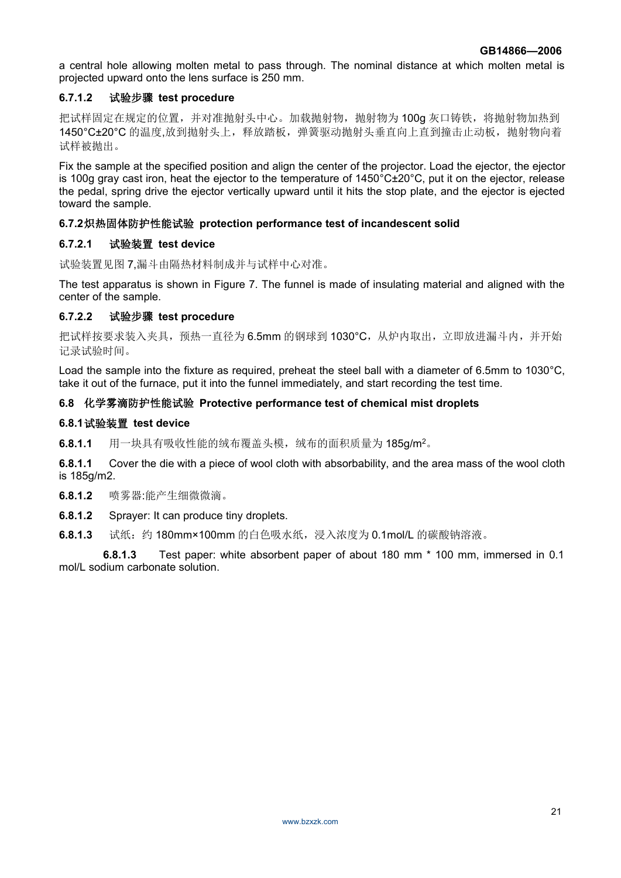a central hole allowing molten metal to pass through. The nominal distance at which molten metal is projected upward onto the lens surface is 250 mm.

### 6.7.1.2 试验步骤 test procedure

把试样固定在规定的位置，并对准抛射头中心。加载抛射物，抛射物为 100g 灰口铸铁，将抛射物加热到 1450°C±20°C 的温度,放到抛射头上，释放踏板，弹簧驱动抛射头垂直向上直到撞击止动板，抛射物向着试样被抛出。

Fix the sample at the specified position and align the center of the projector. Load the ejector, the ejector is 100g gray cast iron, heat the ejector to the temperature of 1450°C±20°C, put it on the ejector, release the pedal, spring drive the ejector vertically upward until it hits the stop plate, and the ejector is ejected toward the sample.

### 6.7.2 炽热固体防护性能试验 protection performance test of incandescent solid

### 6.7.2.1 试验装置 test device

试验装置见图 7,漏斗由隔热材料制成并与试样中心对准。

The test apparatus is shown in Figure 7. The funnel is made of insulating material and aligned with the center of the sample.

### 6.7.2.2 试验步骤 test procedure

把试样按要求装入夹具，预热一直径为 6.5mm 的钢球到 1030°C，从炉内取出，立即放进漏斗内，并开始记录试验时间。

Load the sample into the fixture as required, preheat the steel ball with a diameter of 6.5mm to 1030°C, take it out of the furnace, put it into the funnel immediately, and start recording the test time.

## 6.8 化学雾滴防护性能试验 Protective performance test of chemical mist droplets

### 6.8.1 试验装置 test device

**6.8.1.1** 用一块具有吸收性能的绒布覆盖头模，绒布的面积质量为 185g/m$^2$。

**6.8.1.1** Cover the die with a piece of wool cloth with absorbability, and the area mass of the wool cloth is 185g/m2.

**6.8.1.2** 喷雾器:能产生细微微滴。

**6.8.1.2** Sprayer: It can produce tiny droplets.

**6.8.1.3** 试纸：约 180mm×100mm 的白色吸水纸，浸入浓度为 0.1mol/L 的碳酸钠溶液。

**6.8.1.3** Test paper: white absorbent paper of about 180 mm * 100 mm, immersed in 0.1 mol/L sodium carbonate solution.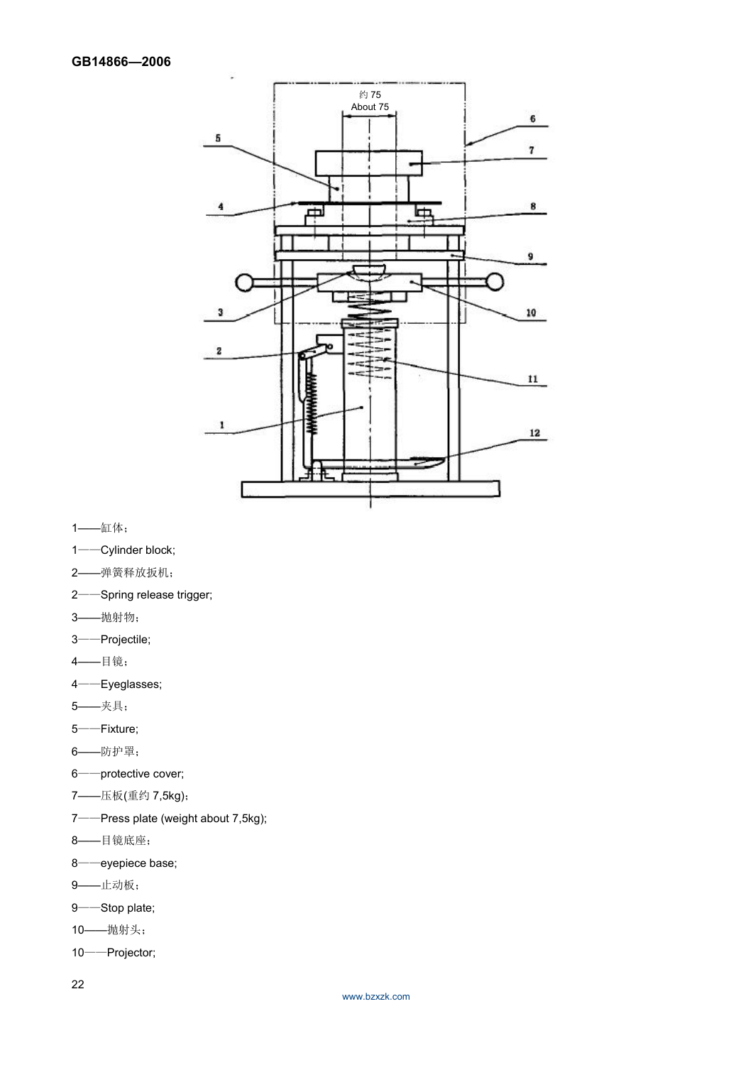约 75

About 75

1——缸体；

1——Cylinder block;

2——弹簧释放扳机；

2——Spring release trigger;

3——抛射物；

3——Projectile;

4——目镜；

4——Eyeglasses;

5——夹具；

5——Fixture;

6——防护罩；

6——protective cover;

7——压板(重约 7,5kg)；

7——Press plate (weight about 7,5kg);

8——目镜底座；

8——eyepiece base;

9——止动板；

9——Stop plate;

10——抛射头；

10——Projector;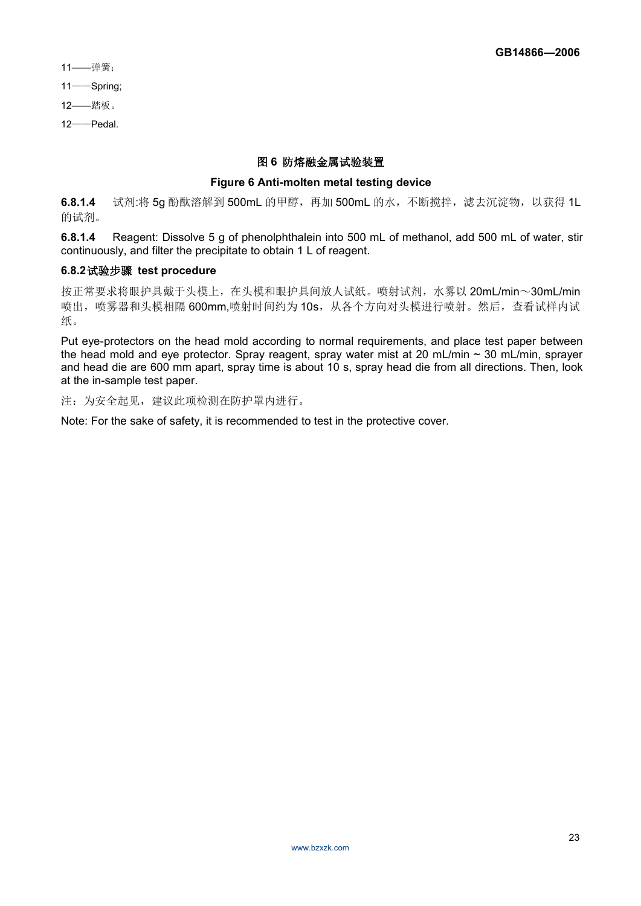11——弹簧；

11——Spring;

12——踏板。

12——Pedal.

**图 6 防熔融金属试验装置**

**Figure 6 Anti-molten metal testing device**

**6.8.1.4** 试剂:将 5g 酚酞溶解到 500mL 的甲醇，再加 500mL 的水，不断搅拌，滤去沉淀物，以获得 1L 的试剂。

**6.8.1.4** Reagent: Dissolve 5 g of phenolphthalein into 500 mL of methanol, add 500 mL of water, stir continuously, and filter the precipitate to obtain 1 L of reagent.

**6.8.2 试验步骤 test procedure**

按正常要求将眼护具戴于头模上，在头模和眼护具间放人试纸。喷射试剂，水雾以 20mL/min～30mL/min 喷出，喷雾器和头模相隔 600mm,喷射时间约为 10s，从各个方向对头模进行喷射。然后，查看试样内试纸。

Put eye-protectors on the head mold according to normal requirements, and place test paper between the head mold and eye protector. Spray reagent, spray water mist at 20 mL/min ~ 30 mL/min, sprayer and head die are 600 mm apart, spray time is about 10 s, spray head die from all directions. Then, look at the in-sample test paper.

注：为安全起见，建议此项检测在防护罩内进行。

Note: For the sake of safety, it is recommended to test in the protective cover.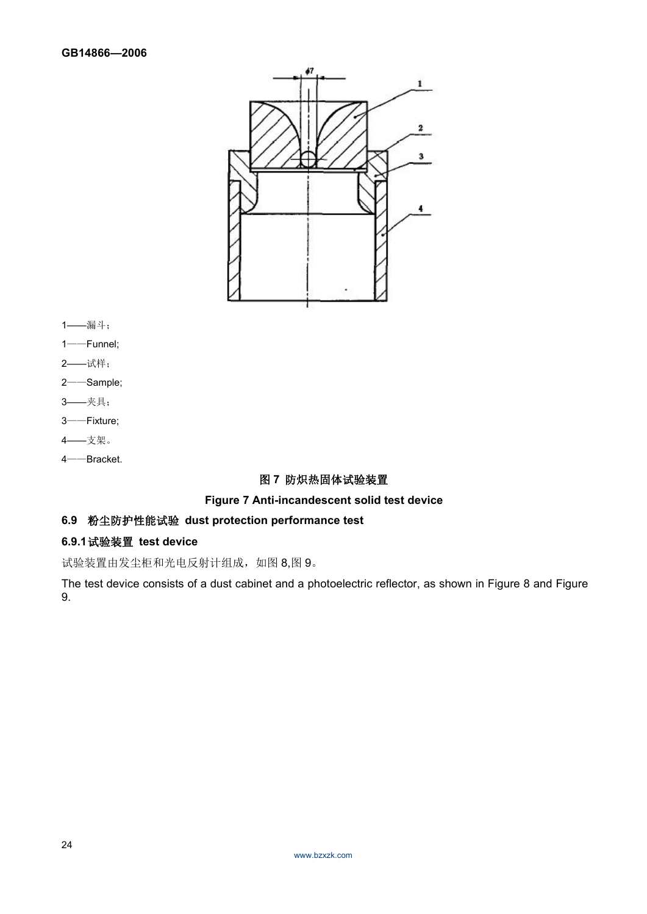1——漏斗；

1——Funnel;

2——试样；

2——Sample;

3——夹具；

3——Fixture;

4——支架。

4——Bracket.

**图 7 防炽热固体试验装置**

**Figure 7 Anti-incandescent solid test device**

## 6.9 粉尘防护性能试验 dust protection performance test

### 6.9.1 试验装置 test device

试验装置由发尘柜和光电反射计组成，如图 8,图 9。

The test device consists of a dust cabinet and a photoelectric reflector, as shown in Figure 8 and Figure 9.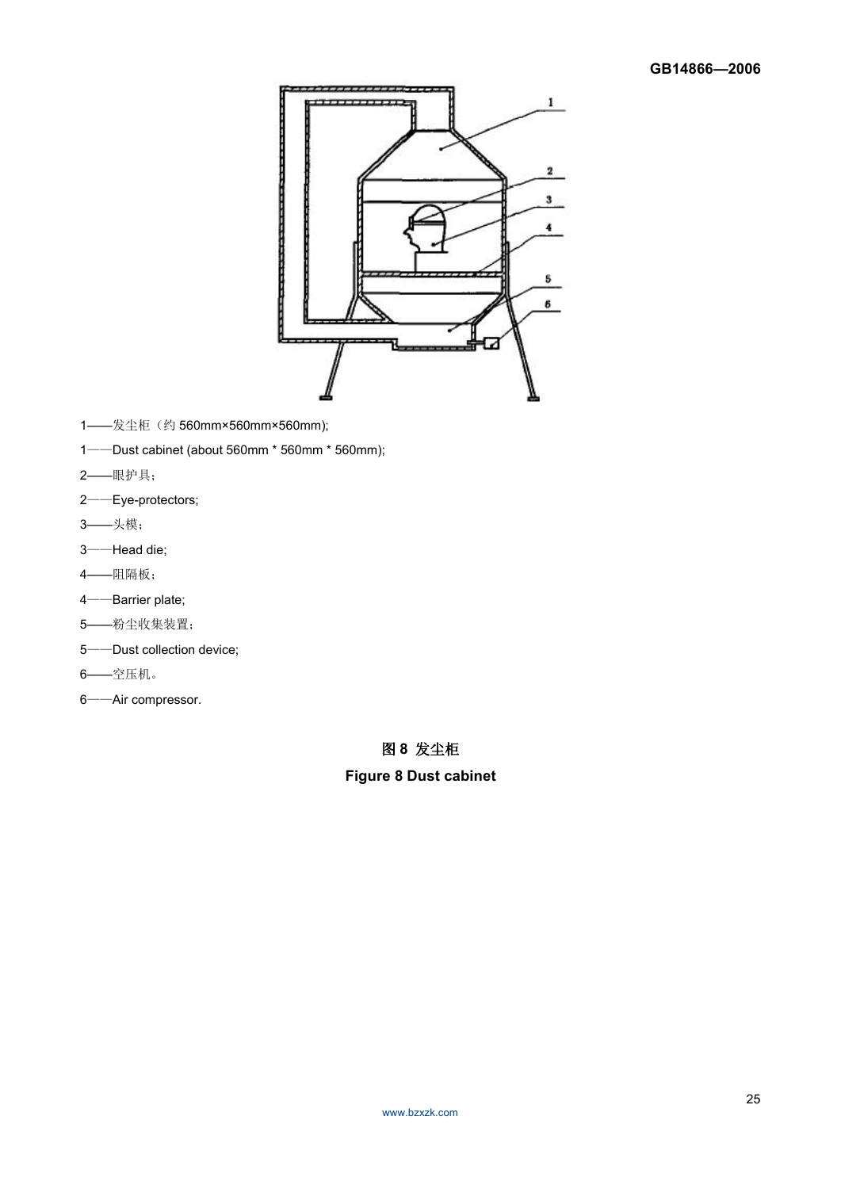1——发尘柜（约 560mm×560mm×560mm);

1——Dust cabinet (about 560mm * 560mm * 560mm);

2——眼护具；

2——Eye-protectors;

3——头模；

3——Head die;

4——阻隔板；

4——Barrier plate;

5——粉尘收集装置；

5——Dust collection device;

6——空压机。

6——Air compressor.

**图 8 发尘柜**

**Figure 8 Dust cabinet**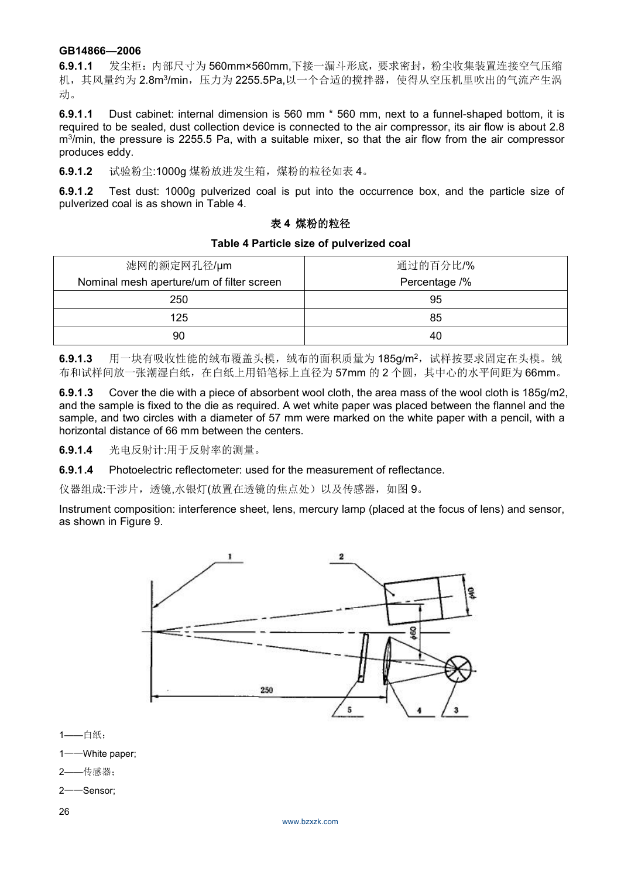**6.9.1.1** 发尘柜：内部尺寸为 560mm×560mm,下接一漏斗形底，要求密封，粉尘收集装置连接空气压缩机，其风量约为 2.8m³/min，压力为 2255.5Pa,以一个合适的搅拌器，使得从空压机里吹出的气流产生涡动。

**6.9.1.1** Dust cabinet: internal dimension is 560 mm * 560 mm, next to a funnel-shaped bottom, it is required to be sealed, dust collection device is connected to the air compressor, its air flow is about 2.8 $m^3$/min, the pressure is 2255.5 Pa, with a suitable mixer, so that the air flow from the air compressor produces eddy.

**6.9.1.2** 试验粉尘:1000g 煤粉放进发生箱，煤粉的粒径如表 4。

**6.9.1.2** Test dust: 1000g pulverized coal is put into the occurrence box, and the particle size of pulverized coal is as shown in Table 4.

**表 4 煤粉的粒径**

**Table 4 Particle size of pulverized coal**

| 滤网的额定网孔径/μm<br>Nominal mesh aperture/um of filter screen | 通过的百分比/%<br>Percentage /% |
|---|---|
| 250 | 95 |
| 125 | 85 |
| 90 | 40 |

**6.9.1.3** 用一块有吸收性能的绒布覆盖头模，绒布的面积质量为 185g/m²，试样按要求固定在头模。绒布和试样间放一张潮湿白纸，在白纸上用铅笔标上直径为 57mm 的 2 个圆，其中心的水平间距为 66mm。

**6.9.1.3** Cover the die with a piece of absorbent wool cloth, the area mass of the wool cloth is 185g/m2, and the sample is fixed to the die as required. A wet white paper was placed between the flannel and the sample, and two circles with a diameter of 57 mm were marked on the white paper with a pencil, with a horizontal distance of 66 mm between the centers.

**6.9.1.4** 光电反射计:用于反射率的测量。

**6.9.1.4** Photoelectric reflectometer: used for the measurement of reflectance.

仪器组成:干涉片，透镜,水银灯(放置在透镜的焦点处）以及传感器，如图 9。

Instrument composition: interference sheet, lens, mercury lamp (placed at the focus of lens) and sensor, as shown in Figure 9.

1——白纸；

1——White paper;

2——传感器；

2——Sensor;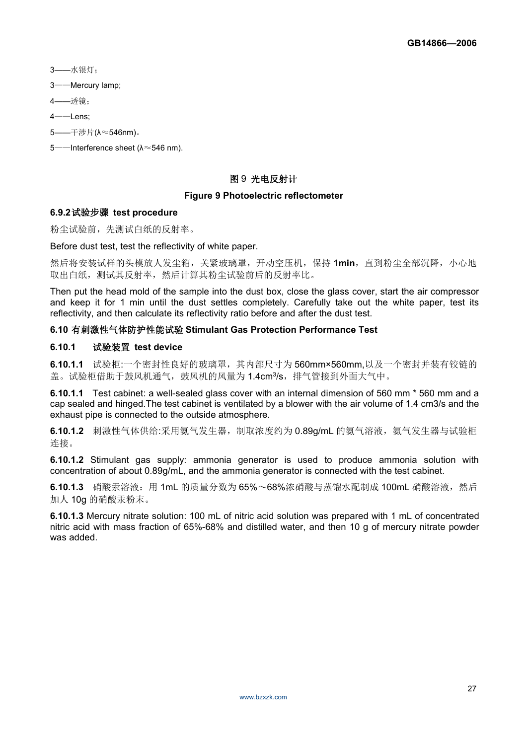3——水银灯；

3——Mercury lamp;

4——透镜；

4——Lens;

5——干涉片(λ≈546nm)。

5——Interference sheet (λ≈546 nm).

图 9 光电反射计

**Figure 9 Photoelectric reflectometer**

#### 6.9.2 试验步骤 test procedure

粉尘试验前，先测试白纸的反射率。

Before dust test, test the reflectivity of white paper.

然后将安装试样的头模放人发尘箱，关紧玻璃罩，开动空压机，保持 **1min**，直到粉尘全部沉降，小心地取出白纸，测试其反射率，然后计算其粉尘试验前后的反射率比。

Then put the head mold of the sample into the dust box, close the glass cover, start the air compressor and keep it for 1 min until the dust settles completely. Carefully take out the white paper, test its reflectivity, and then calculate its reflectivity ratio before and after the dust test.

### 6.10 有刺激性气体防护性能试验 Stimulant Gas Protection Performance Test

#### 6.10.1 试验装置 test device

**6.10.1.1** 试验柜:一个密封性良好的玻璃罩，其内部尺寸为 560mm×560mm,以及一个密封并装有铰链的盖。试验柜借助于鼓风机通气，鼓风机的风量为 1.4cm³/s，排气管接到外面大气中。

**6.10.1.1** Test cabinet: a well-sealed glass cover with an internal dimension of 560 mm * 560 mm and a cap sealed and hinged.The test cabinet is ventilated by a blower with the air volume of 1.4 cm3/s and the exhaust pipe is connected to the outside atmosphere.

**6.10.1.2** 刺激性气体供给:采用氨气发生器，制取浓度约为 0.89g/mL 的氨气溶液，氨气发生器与试验柜连接。

**6.10.1.2** Stimulant gas supply: ammonia generator is used to produce ammonia solution with concentration of about 0.89g/mL, and the ammonia generator is connected with the test cabinet.

**6.10.1.3** 硝酸汞溶液：用 1mL 的质量分数为 65%～68%浓硝酸与蒸馏水配制成 100mL 硝酸溶液，然后加人 10g 的硝酸汞粉末。

**6.10.1.3** Mercury nitrate solution: 100 mL of nitric acid solution was prepared with 1 mL of concentrated nitric acid with mass fraction of 65%-68% and distilled water, and then 10 g of mercury nitrate powder was added.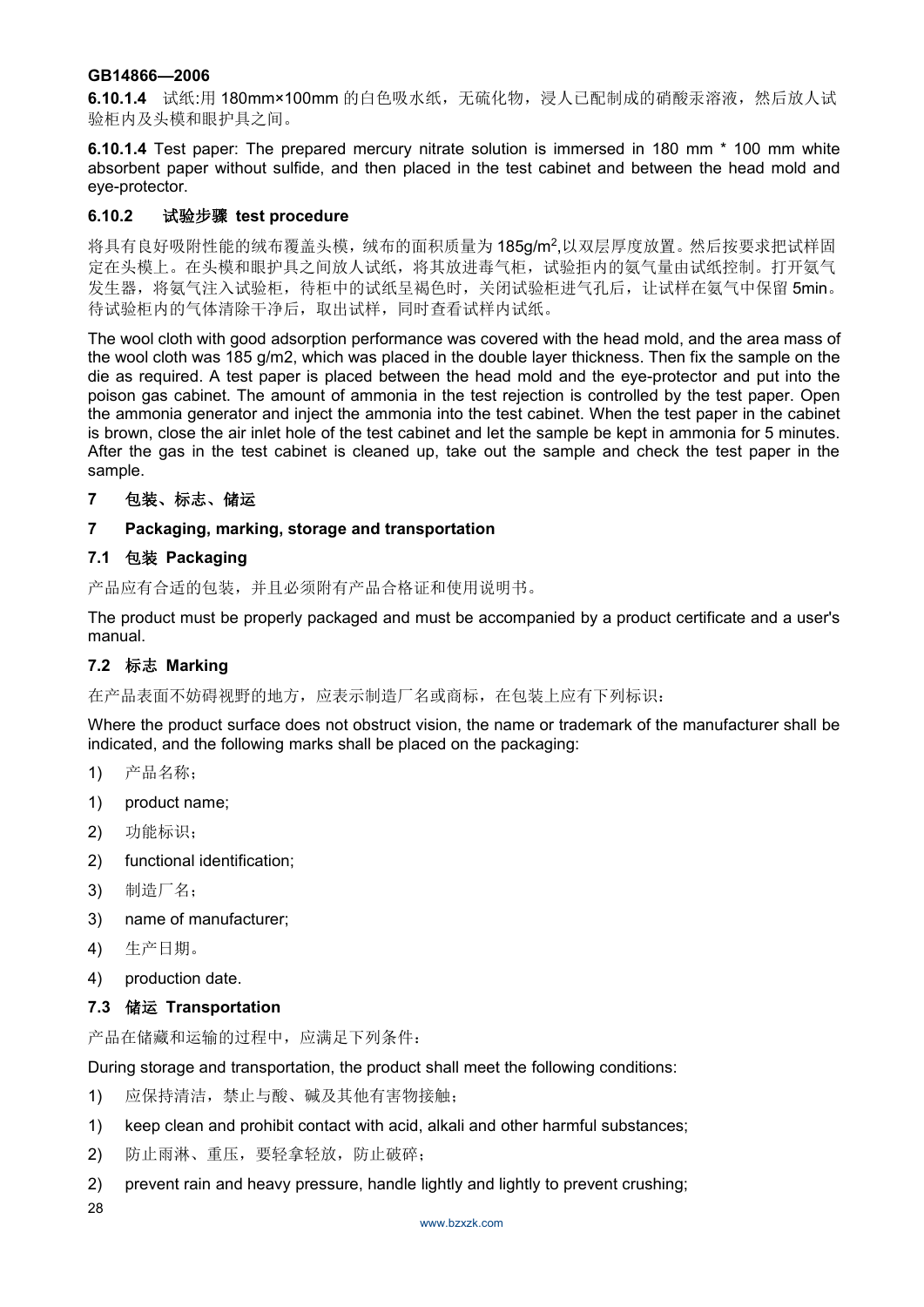**6.10.1.4** 试纸:用 180mm×100mm 的白色吸水纸，无硫化物，浸人已配制成的硝酸汞溶液，然后放人试验柜内及头模和眼护具之间。

**6.10.1.4** Test paper: The prepared mercury nitrate solution is immersed in 180 mm * 100 mm white absorbent paper without sulfide, and then placed in the test cabinet and between the head mold and eye-protector.

### 6.10.2 试验步骤 test procedure

将具有良好吸附性能的绒布覆盖头模，绒布的面积质量为 185g/m$^2$,以双层厚度放置。然后按要求把试样固定在头模上。在头模和眼护具之间放人试纸，将其放进毒气柜，试验拒内的氨气量由试纸控制。打开氨气发生器，将氨气注入试验柜，待柜中的试纸呈褐色时，关闭试验柜进气孔后，让试样在氨气中保留 5min。待试验柜内的气体清除干净后，取出试样，同时查看试样内试纸。

The wool cloth with good adsorption performance was covered with the head mold, and the area mass of the wool cloth was 185 g/m2, which was placed in the double layer thickness. Then fix the sample on the die as required. A test paper is placed between the head mold and the eye-protector and put into the poison gas cabinet. The amount of ammonia in the test rejection is controlled by the test paper. Open the ammonia generator and inject the ammonia into the test cabinet. When the test paper in the cabinet is brown, close the air inlet hole of the test cabinet and let the sample be kept in ammonia for 5 minutes. After the gas in the test cabinet is cleaned up, take out the sample and check the test paper in the sample.

## 7 包装、标志、储运

## 7 Packaging, marking, storage and transportation

### 7.1 包装 Packaging

产品应有合适的包装，并且必须附有产品合格证和使用说明书。

The product must be properly packaged and must be accompanied by a product certificate and a user's manual.

### 7.2 标志 Marking

在产品表面不妨碍视野的地方，应表示制造厂名或商标，在包装上应有下列标识：

Where the product surface does not obstruct vision, the name or trademark of the manufacturer shall be indicated, and the following marks shall be placed on the packaging:

1) 产品名称；

1) product name;

2) 功能标识；

2) functional identification;

3) 制造厂名；

3) name of manufacturer;

4) 生产日期。

4) production date.

### 7.3 储运 Transportation

产品在储藏和运输的过程中，应满足下列条件：

During storage and transportation, the product shall meet the following conditions:

1) 应保持清洁，禁止与酸、碱及其他有害物接触；

1) keep clean and prohibit contact with acid, alkali and other harmful substances;

2) 防止雨淋、重压，要轻拿轻放，防止破碎；

2) prevent rain and heavy pressure, handle lightly and lightly to prevent crushing;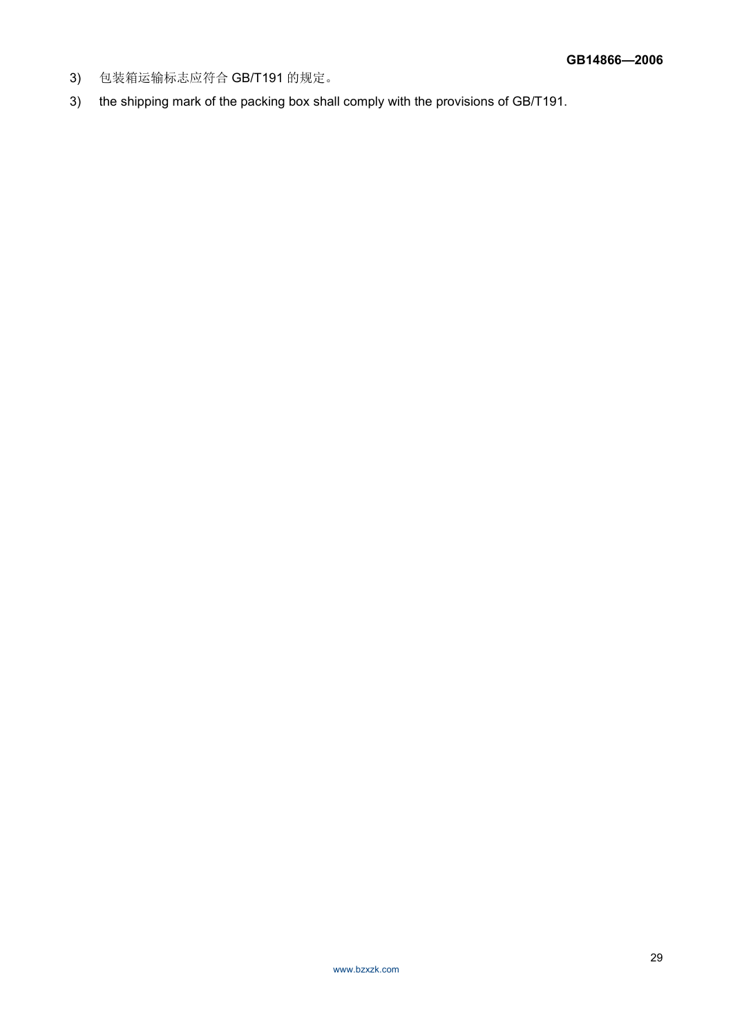3) 包装箱运输标志应符合 GB/T191 的规定。

3) the shipping mark of the packing box shall comply with the provisions of GB/T191.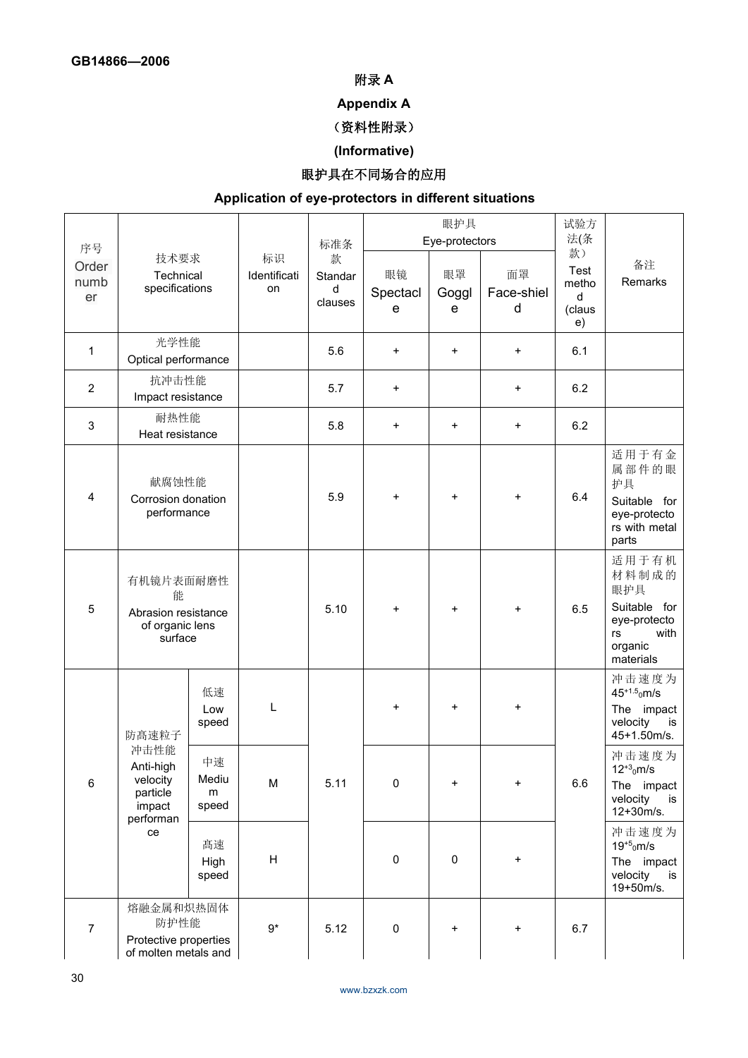# 附录 A

# Appendix A

**（资料性附录）**

**(Informative)**

**眼护具在不同场合的应用**

**Application of eye-protectors in different situations**

| 序号 Order number | 技术要求 Technical specifications | | 标识 Identification | 标准条款 Standard clauses | 眼护具 Eye-protectors | | | 试验方法(条款） Test method (clause) | 备注 Remarks |
|---|---|---|---|---|---|---|---|---|---|
| | | | | | 眼镜 Spectacle | 眼罩 Goggle | 面罩 Face-shield | | |
| 1 | 光学性能 Optical performance | | | 5.6 | + | + | + | 6.1 | |
| 2 | 抗冲击性能 Impact resistance | | | 5.7 | + | | + | 6.2 | |
| 3 | 耐热性能 Heat resistance | | | 5.8 | + | + | + | 6.2 | |
| 4 | 献腐蚀性能 Corrosion donation performance | | | 5.9 | + | + | + | 6.4 | 适用于有金属部件的眼护具 Suitable for eye-protectors with metal parts |
| 5 | 有机镜片表面耐磨性能 Abrasion resistance of organic lens surface | | | 5.10 | + | + | + | 6.5 | 适用于有机材料制成的眼护具 Suitable for eye-protectors with organic materials |
| 6 | 防高速粒子冲击性能 Anti-high velocity particle impact performance | 低速 Low speed | L | 5.11 | + | + | + | 6.6 | 冲击速度为 $45^{+1.5}_{0}$m/s The impact velocity is 45+1.50m/s. |
| | | 中速 Medium speed | M | | 0 | + | + | | 冲击速度为 $12^{+3}_{0}$m/s The impact velocity is 12+30m/s. |
| | | 高速 High speed | H | | 0 | 0 | + | | 冲击速度为 $19^{+5}_{0}$m/s The impact velocity is 19+50m/s. |
| 7 | 熔融金属和炽热固体防护性能 Protective properties of molten metals and | | 9* | 5.12 | 0 | + | + | 6.7 | |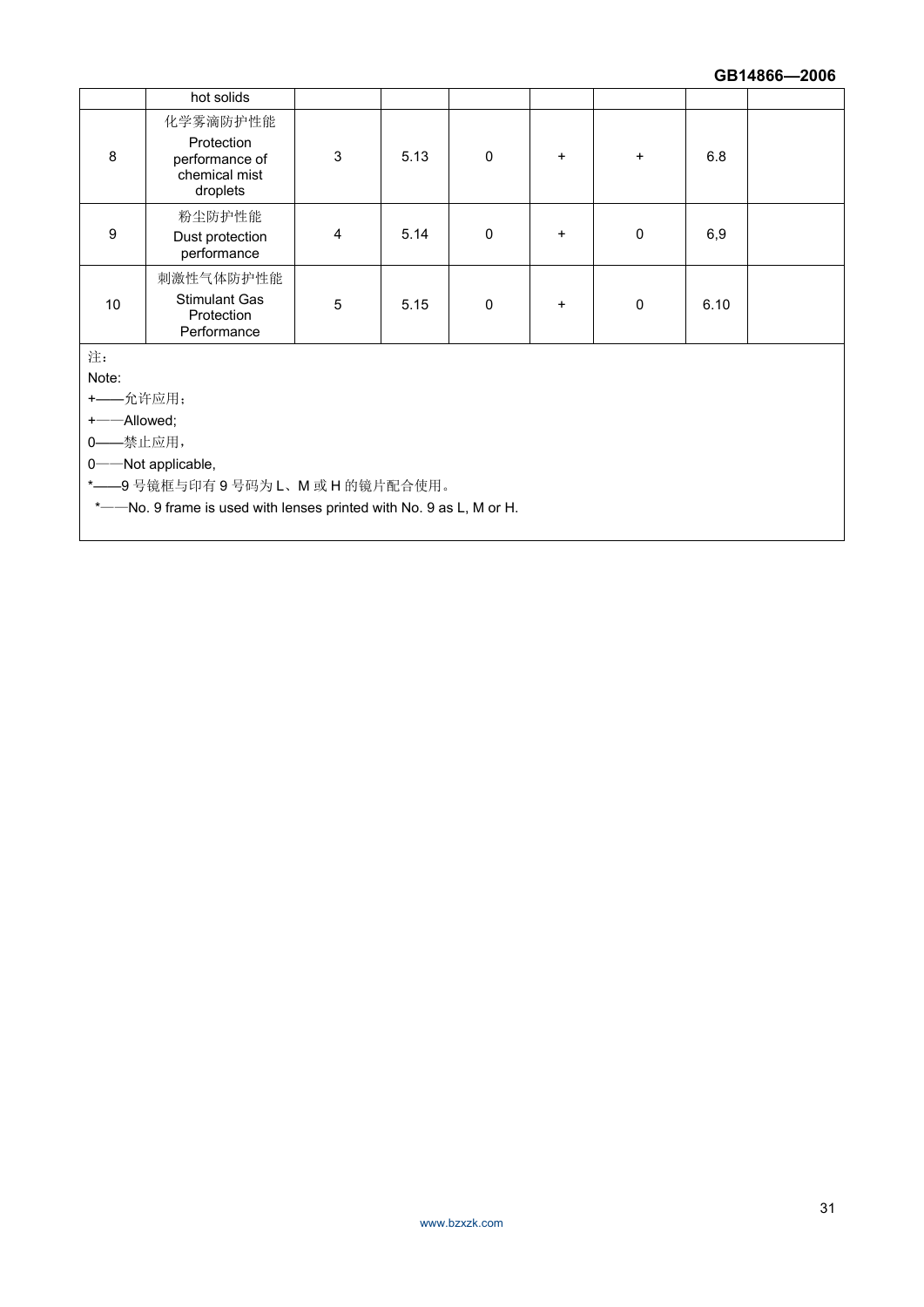| | hot solids | | | | | | | |
|---|---|---|---|---|---|---|---|---|
| 8 | 化学雾滴防护性能<br>Protection performance of chemical mist droplets | 3 | 5.13 | 0 | + | + | 6.8 | |
| 9 | 粉尘防护性能<br>Dust protection performance | 4 | 5.14 | 0 | + | 0 | 6,9 | |
| 10 | 刺激性气体防护性能<br>Stimulant Gas Protection Performance | 5 | 5.15 | 0 | + | 0 | 6.10 | |

注：

Note:

+——允许应用；

+——Allowed;

0——禁止应用，

0——Not applicable,

*——9 号镜框与印有 9 号码为 L、M 或 H 的镜片配合使用。

*——No. 9 frame is used with lenses printed with No. 9 as L, M or H.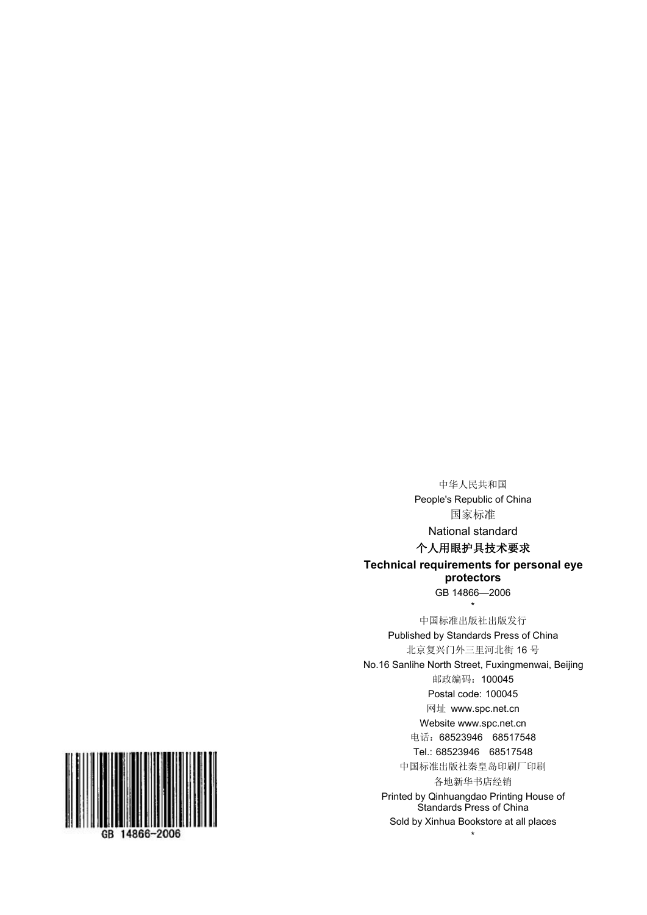中华人民共和国

People's Republic of China

国家标准

National standard

**个人用眼护具技术要求**

**Technical requirements for personal eye protectors**

GB 14866—2006

*

中国标准出版社出版发行

Published by Standards Press of China

北京复兴门外三里河北街 16 号

No.16 Sanlihe North Street, Fuxingmenwai, Beijing

邮政编码：100045

Postal code: 100045

网址 www.spc.net.cn

Website www.spc.net.cn

电话：68523946　68517548

Tel.: 68523946　68517548

中国标准出版社秦皇岛印刷厂印刷

各地新华书店经销

Printed by Qinhuangdao Printing House of Standards Press of China

Sold by Xinhua Bookstore at all places

*

GB 14866-2006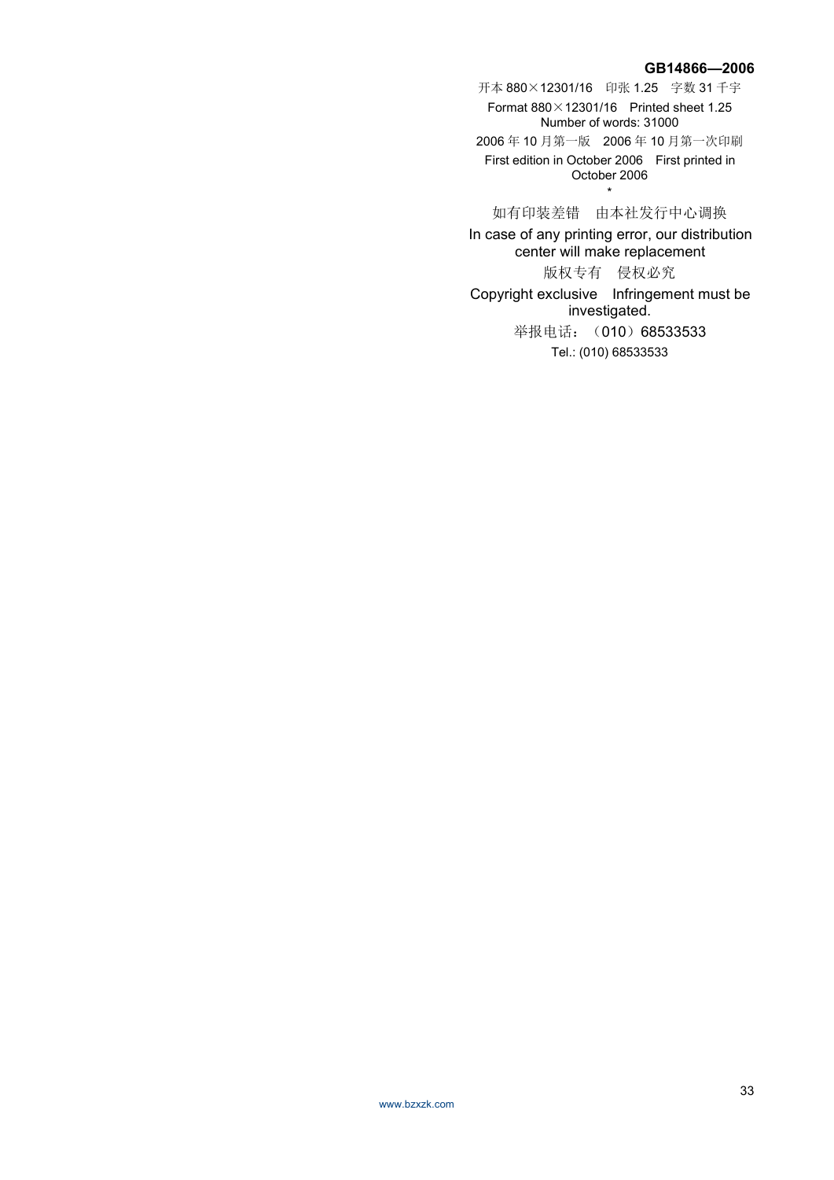开本 880×12301/16　印张 1.25　字数 31 千字

Format 880×12301/16　Printed sheet 1.25
Number of words: 31000

2006 年 10 月第一版　2006 年 10 月第一次印刷

First edition in October 2006　First printed in October 2006

*

如有印装差错　由本社发行中心调换

In case of any printing error, our distribution center will make replacement

版权专有　侵权必究

Copyright exclusive　Infringement must be investigated.

举报电话：（010）68533533

Tel.: (010) 68533533